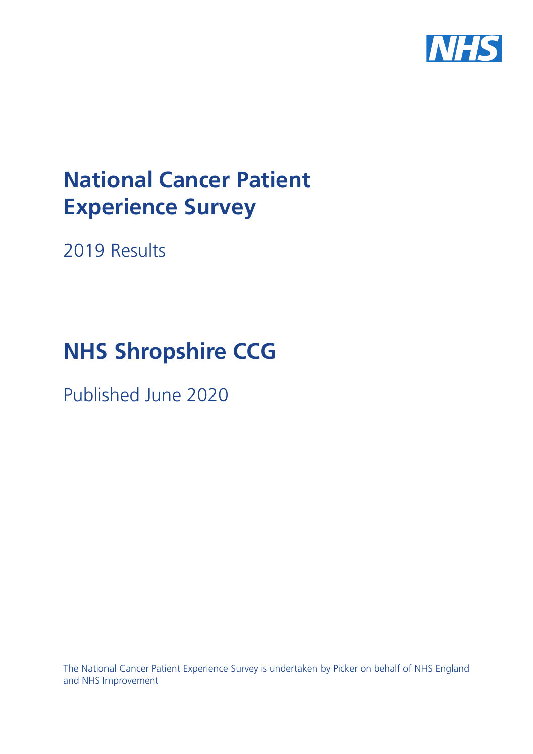NHS

# National Cancer Patient Experience Survey

2019 Results

# NHS Shropshire CCG

Published June 2020

The National Cancer Patient Experience Survey is undertaken by Picker on behalf of NHS England and NHS Improvement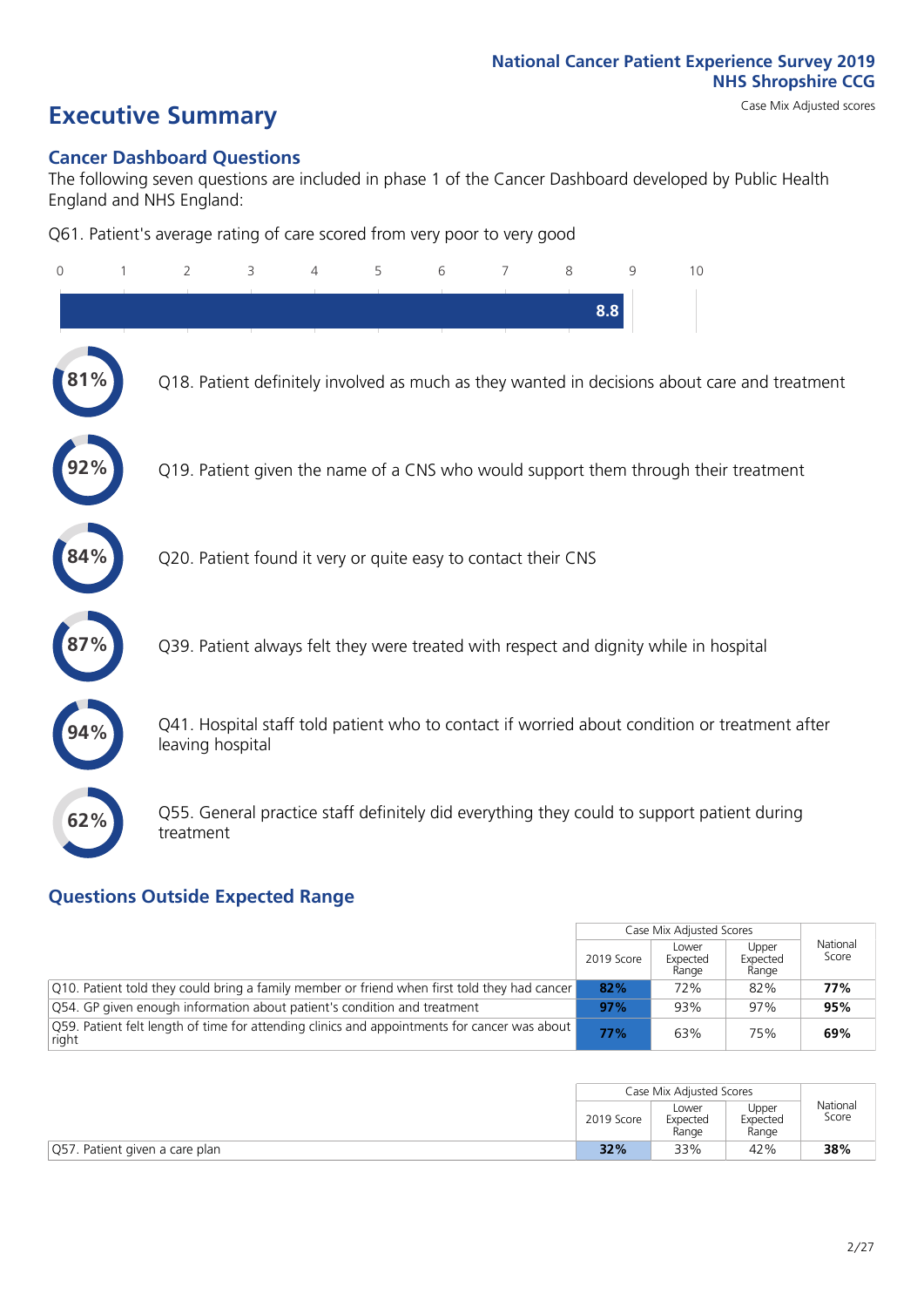National Cancer Patient Experience Survey 2019
NHS Shropshire CCG

# Executive Summary

Case Mix Adjusted scores

## Cancer Dashboard Questions

The following seven questions are included in phase 1 of the Cancer Dashboard developed by Public Health England and NHS England:

Q61. Patient's average rating of care scored from very poor to very good

8.8

- 81% — Q18. Patient definitely involved as much as they wanted in decisions about care and treatment
- 92% — Q19. Patient given the name of a CNS who would support them through their treatment
- 84% — Q20. Patient found it very or quite easy to contact their CNS
- 87% — Q39. Patient always felt they were treated with respect and dignity while in hospital
- 94% — Q41. Hospital staff told patient who to contact if worried about condition or treatment after leaving hospital
- 62% — Q55. General practice staff definitely did everything they could to support patient during treatment

## Questions Outside Expected Range

| | Case Mix Adjusted Scores | | | National Score |
|---|---|---|---|---|
| | 2019 Score | Lower Expected Range | Upper Expected Range | |
| Q10. Patient told they could bring a family member or friend when first told they had cancer | **82%** | 72% | 82% | **77%** |
| Q54. GP given enough information about patient's condition and treatment | **97%** | 93% | 97% | **95%** |
| Q59. Patient felt length of time for attending clinics and appointments for cancer was about right | **77%** | 63% | 75% | **69%** |

| | Case Mix Adjusted Scores | | | National Score |
|---|---|---|---|---|
| | 2019 Score | Lower Expected Range | Upper Expected Range | |
| Q57. Patient given a care plan | **32%** | 33% | 42% | **38%** |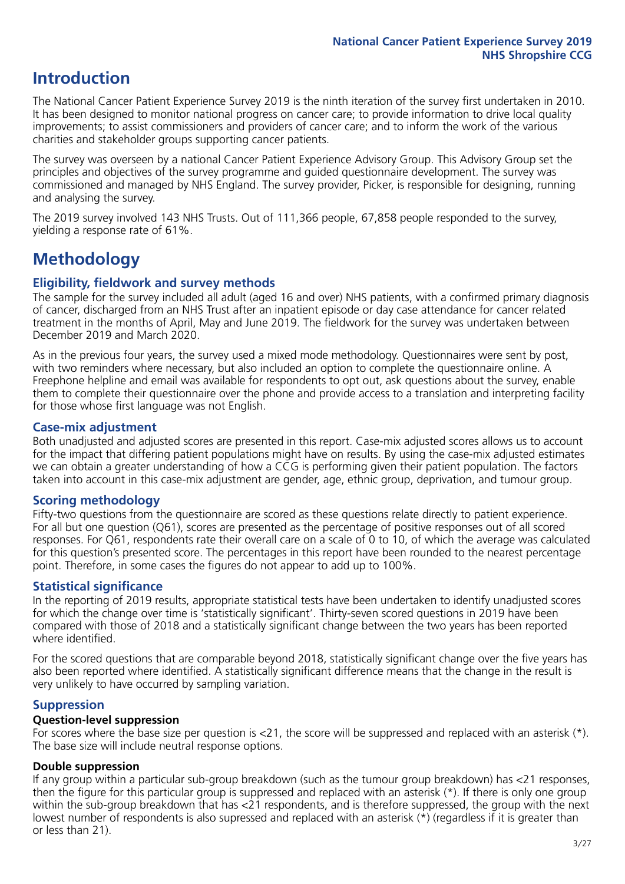# Introduction

The National Cancer Patient Experience Survey 2019 is the ninth iteration of the survey first undertaken in 2010. It has been designed to monitor national progress on cancer care; to provide information to drive local quality improvements; to assist commissioners and providers of cancer care; and to inform the work of the various charities and stakeholder groups supporting cancer patients.

The survey was overseen by a national Cancer Patient Experience Advisory Group. This Advisory Group set the principles and objectives of the survey programme and guided questionnaire development. The survey was commissioned and managed by NHS England. The survey provider, Picker, is responsible for designing, running and analysing the survey.

The 2019 survey involved 143 NHS Trusts. Out of 111,366 people, 67,858 people responded to the survey, yielding a response rate of 61%.

# Methodology

## Eligibility, fieldwork and survey methods

The sample for the survey included all adult (aged 16 and over) NHS patients, with a confirmed primary diagnosis of cancer, discharged from an NHS Trust after an inpatient episode or day case attendance for cancer related treatment in the months of April, May and June 2019. The fieldwork for the survey was undertaken between December 2019 and March 2020.

As in the previous four years, the survey used a mixed mode methodology. Questionnaires were sent by post, with two reminders where necessary, but also included an option to complete the questionnaire online. A Freephone helpline and email was available for respondents to opt out, ask questions about the survey, enable them to complete their questionnaire over the phone and provide access to a translation and interpreting facility for those whose first language was not English.

## Case-mix adjustment

Both unadjusted and adjusted scores are presented in this report. Case-mix adjusted scores allows us to account for the impact that differing patient populations might have on results. By using the case-mix adjusted estimates we can obtain a greater understanding of how a CCG is performing given their patient population. The factors taken into account in this case-mix adjustment are gender, age, ethnic group, deprivation, and tumour group.

## Scoring methodology

Fifty-two questions from the questionnaire are scored as these questions relate directly to patient experience. For all but one question (Q61), scores are presented as the percentage of positive responses out of all scored responses. For Q61, respondents rate their overall care on a scale of 0 to 10, of which the average was calculated for this question's presented score. The percentages in this report have been rounded to the nearest percentage point. Therefore, in some cases the figures do not appear to add up to 100%.

## Statistical significance

In the reporting of 2019 results, appropriate statistical tests have been undertaken to identify unadjusted scores for which the change over time is 'statistically significant'. Thirty-seven scored questions in 2019 have been compared with those of 2018 and a statistically significant change between the two years has been reported where identified.

For the scored questions that are comparable beyond 2018, statistically significant change over the five years has also been reported where identified. A statistically significant difference means that the change in the result is very unlikely to have occurred by sampling variation.

## Suppression

### Question-level suppression

For scores where the base size per question is <21, the score will be suppressed and replaced with an asterisk (*). The base size will include neutral response options.

### Double suppression

If any group within a particular sub-group breakdown (such as the tumour group breakdown) has <21 responses, then the figure for this particular group is suppressed and replaced with an asterisk (*). If there is only one group within the sub-group breakdown that has <21 respondents, and is therefore suppressed, the group with the next lowest number of respondents is also supressed and replaced with an asterisk (*) (regardless if it is greater than or less than 21).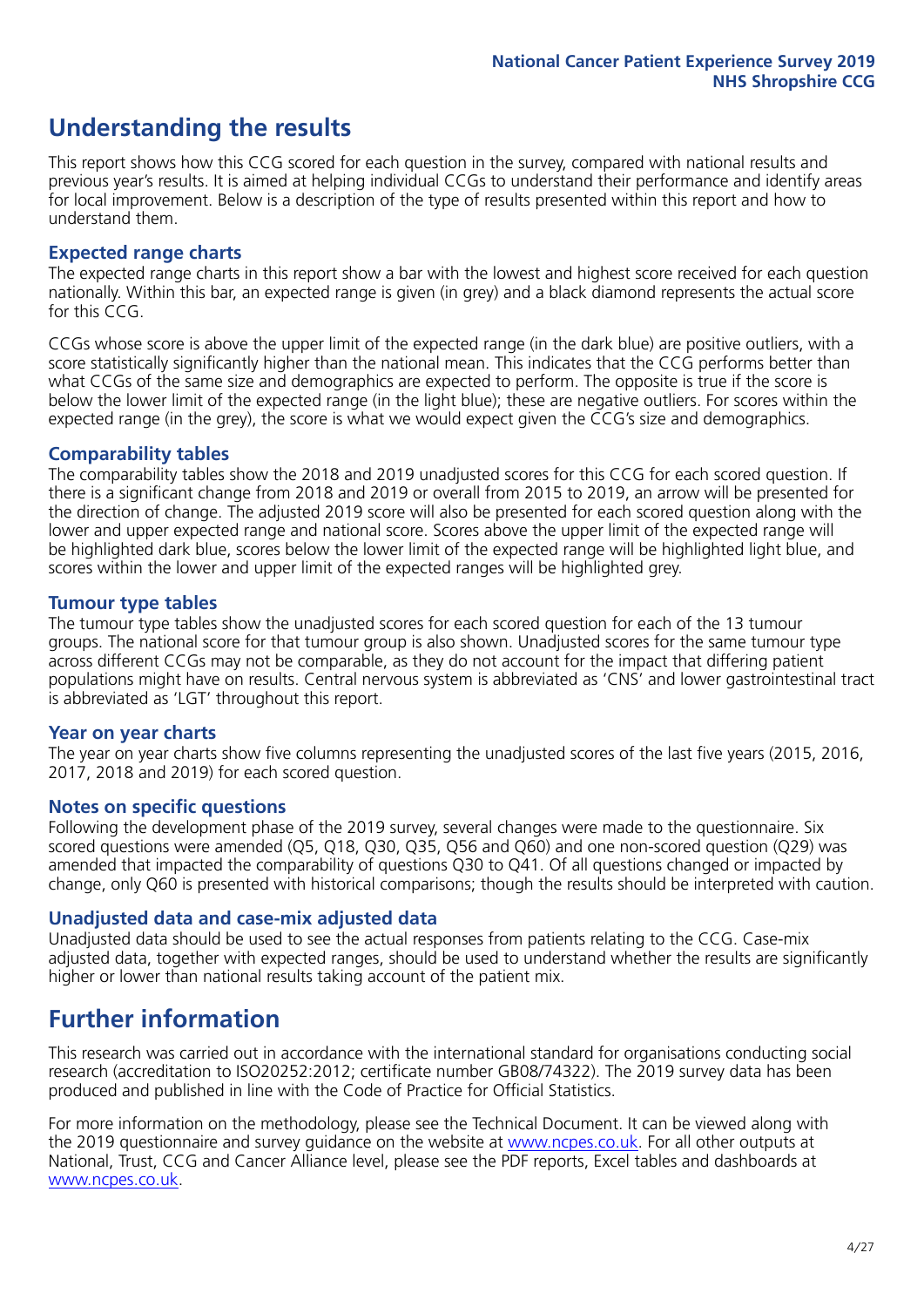## Understanding the results

This report shows how this CCG scored for each question in the survey, compared with national results and previous year's results. It is aimed at helping individual CCGs to understand their performance and identify areas for local improvement. Below is a description of the type of results presented within this report and how to understand them.

### Expected range charts

The expected range charts in this report show a bar with the lowest and highest score received for each question nationally. Within this bar, an expected range is given (in grey) and a black diamond represents the actual score for this CCG.

CCGs whose score is above the upper limit of the expected range (in the dark blue) are positive outliers, with a score statistically significantly higher than the national mean. This indicates that the CCG performs better than what CCGs of the same size and demographics are expected to perform. The opposite is true if the score is below the lower limit of the expected range (in the light blue); these are negative outliers. For scores within the expected range (in the grey), the score is what we would expect given the CCG's size and demographics.

### Comparability tables

The comparability tables show the 2018 and 2019 unadjusted scores for this CCG for each scored question. If there is a significant change from 2018 and 2019 or overall from 2015 to 2019, an arrow will be presented for the direction of change. The adjusted 2019 score will also be presented for each scored question along with the lower and upper expected range and national score. Scores above the upper limit of the expected range will be highlighted dark blue, scores below the lower limit of the expected range will be highlighted light blue, and scores within the lower and upper limit of the expected ranges will be highlighted grey.

### Tumour type tables

The tumour type tables show the unadjusted scores for each scored question for each of the 13 tumour groups. The national score for that tumour group is also shown. Unadjusted scores for the same tumour type across different CCGs may not be comparable, as they do not account for the impact that differing patient populations might have on results. Central nervous system is abbreviated as 'CNS' and lower gastrointestinal tract is abbreviated as 'LGT' throughout this report.

### Year on year charts

The year on year charts show five columns representing the unadjusted scores of the last five years (2015, 2016, 2017, 2018 and 2019) for each scored question.

### Notes on specific questions

Following the development phase of the 2019 survey, several changes were made to the questionnaire. Six scored questions were amended (Q5, Q18, Q30, Q35, Q56 and Q60) and one non-scored question (Q29) was amended that impacted the comparability of questions Q30 to Q41. Of all questions changed or impacted by change, only Q60 is presented with historical comparisons; though the results should be interpreted with caution.

### Unadjusted data and case-mix adjusted data

Unadjusted data should be used to see the actual responses from patients relating to the CCG. Case-mix adjusted data, together with expected ranges, should be used to understand whether the results are significantly higher or lower than national results taking account of the patient mix.

## Further information

This research was carried out in accordance with the international standard for organisations conducting social research (accreditation to ISO20252:2012; certificate number GB08/74322). The 2019 survey data has been produced and published in line with the Code of Practice for Official Statistics.

For more information on the methodology, please see the Technical Document. It can be viewed along with the 2019 questionnaire and survey guidance on the website at www.ncpes.co.uk. For all other outputs at National, Trust, CCG and Cancer Alliance level, please see the PDF reports, Excel tables and dashboards at www.ncpes.co.uk.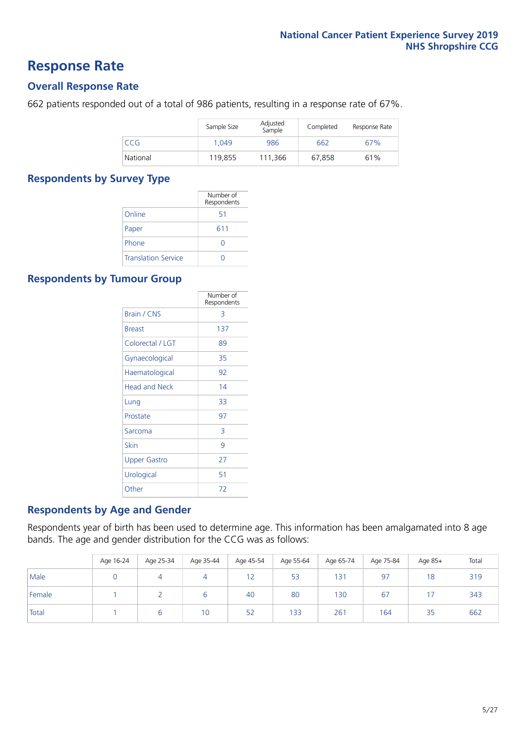# Response Rate

## Overall Response Rate

662 patients responded out of a total of 986 patients, resulting in a response rate of 67%.

| | Sample Size | Adjusted Sample | Completed | Response Rate |
|---|---|---|---|---|
| CCG | 1,049 | 986 | 662 | 67% |
| National | 119,855 | 111,366 | 67,858 | 61% |

## Respondents by Survey Type

| | Number of Respondents |
|---|---|
| Online | 51 |
| Paper | 611 |
| Phone | 0 |
| Translation Service | 0 |

## Respondents by Tumour Group

| | Number of Respondents |
|---|---|
| Brain / CNS | 3 |
| Breast | 137 |
| Colorectal / LGT | 89 |
| Gynaecological | 35 |
| Haematological | 92 |
| Head and Neck | 14 |
| Lung | 33 |
| Prostate | 97 |
| Sarcoma | 3 |
| Skin | 9 |
| Upper Gastro | 27 |
| Urological | 51 |
| Other | 72 |

## Respondents by Age and Gender

Respondents year of birth has been used to determine age. This information has been amalgamated into 8 age bands. The age and gender distribution for the CCG was as follows:

| | Age 16-24 | Age 25-34 | Age 35-44 | Age 45-54 | Age 55-64 | Age 65-74 | Age 75-84 | Age 85+ | Total |
|---|---|---|---|---|---|---|---|---|---|
| Male | 0 | 4 | 4 | 12 | 53 | 131 | 97 | 18 | 319 |
| Female | 1 | 2 | 6 | 40 | 80 | 130 | 67 | 17 | 343 |
| Total | 1 | 6 | 10 | 52 | 133 | 261 | 164 | 35 | 662 |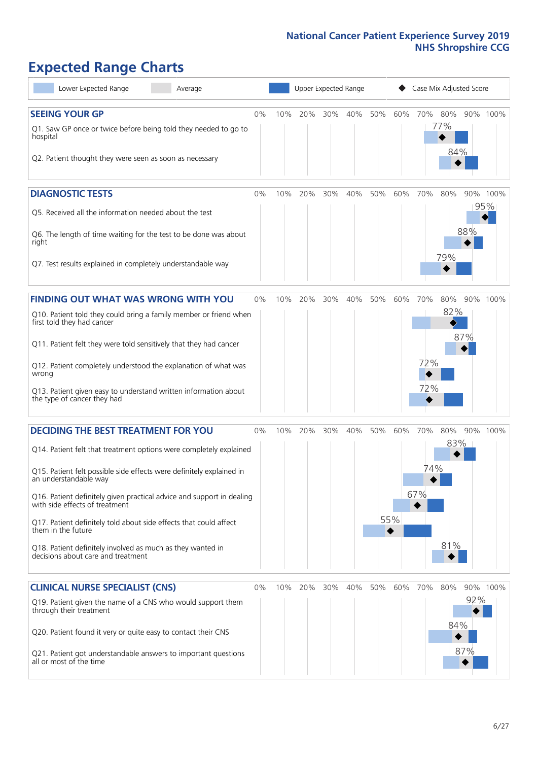# Expected Range Charts

Lower Expected Range | Average | Upper Expected Range | Case Mix Adjusted Score

## SEEING YOUR GP

| Question | Case Mix Adjusted Score |
|---|---|
| Q1. Saw GP once or twice before being told they needed to go to hospital | 77% |
| Q2. Patient thought they were seen as soon as necessary | 84% |

## DIAGNOSTIC TESTS

| Question | Case Mix Adjusted Score |
|---|---|
| Q5. Received all the information needed about the test | 95% |
| Q6. The length of time waiting for the test to be done was about right | 88% |
| Q7. Test results explained in completely understandable way | 79% |

## FINDING OUT WHAT WAS WRONG WITH YOU

| Question | Case Mix Adjusted Score |
|---|---|
| Q10. Patient told they could bring a family member or friend when first told they had cancer | 82% |
| Q11. Patient felt they were told sensitively that they had cancer | 87% |
| Q12. Patient completely understood the explanation of what was wrong | 72% |
| Q13. Patient given easy to understand written information about the type of cancer they had | 72% |

## DECIDING THE BEST TREATMENT FOR YOU

| Question | Case Mix Adjusted Score |
|---|---|
| Q14. Patient felt that treatment options were completely explained | 83% |
| Q15. Patient felt possible side effects were definitely explained in an understandable way | 74% |
| Q16. Patient definitely given practical advice and support in dealing with side effects of treatment | 67% |
| Q17. Patient definitely told about side effects that could affect them in the future | 55% |
| Q18. Patient definitely involved as much as they wanted in decisions about care and treatment | 81% |

## CLINICAL NURSE SPECIALIST (CNS)

| Question | Case Mix Adjusted Score |
|---|---|
| Q19. Patient given the name of a CNS who would support them through their treatment | 92% |
| Q20. Patient found it very or quite easy to contact their CNS | 84% |
| Q21. Patient got understandable answers to important questions all or most of the time | 87% |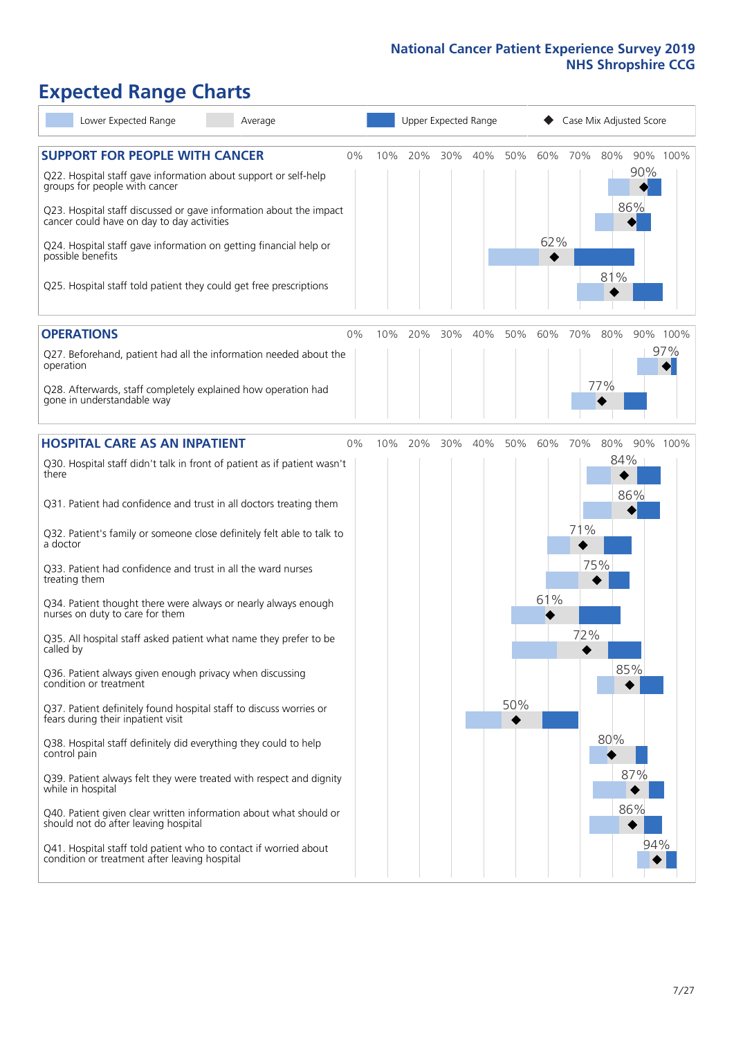# Expected Range Charts

Legend: Lower Expected Range | Average | Upper Expected Range | Case Mix Adjusted Score

## SUPPORT FOR PEOPLE WITH CANCER

| Question | Case Mix Adjusted Score |
|---|---|
| Q22. Hospital staff gave information about support or self-help groups for people with cancer | 90% |
| Q23. Hospital staff discussed or gave information about the impact cancer could have on day to day activities | 86% |
| Q24. Hospital staff gave information on getting financial help or possible benefits | 62% |
| Q25. Hospital staff told patient they could get free prescriptions | 81% |

## OPERATIONS

| Question | Case Mix Adjusted Score |
|---|---|
| Q27. Beforehand, patient had all the information needed about the operation | 97% |
| Q28. Afterwards, staff completely explained how operation had gone in understandable way | 77% |

## HOSPITAL CARE AS AN INPATIENT

| Question | Case Mix Adjusted Score |
|---|---|
| Q30. Hospital staff didn't talk in front of patient as if patient wasn't there | 84% |
| Q31. Patient had confidence and trust in all doctors treating them | 86% |
| Q32. Patient's family or someone close definitely felt able to talk to a doctor | 71% |
| Q33. Patient had confidence and trust in all the ward nurses treating them | 75% |
| Q34. Patient thought there were always or nearly always enough nurses on duty to care for them | 61% |
| Q35. All hospital staff asked patient what name they prefer to be called by | 72% |
| Q36. Patient always given enough privacy when discussing condition or treatment | 85% |
| Q37. Patient definitely found hospital staff to discuss worries or fears during their inpatient visit | 50% |
| Q38. Hospital staff definitely did everything they could to help control pain | 80% |
| Q39. Patient always felt they were treated with respect and dignity while in hospital | 87% |
| Q40. Patient given clear written information about what should or should not do after leaving hospital | 86% |
| Q41. Hospital staff told patient who to contact if worried about condition or treatment after leaving hospital | 94% |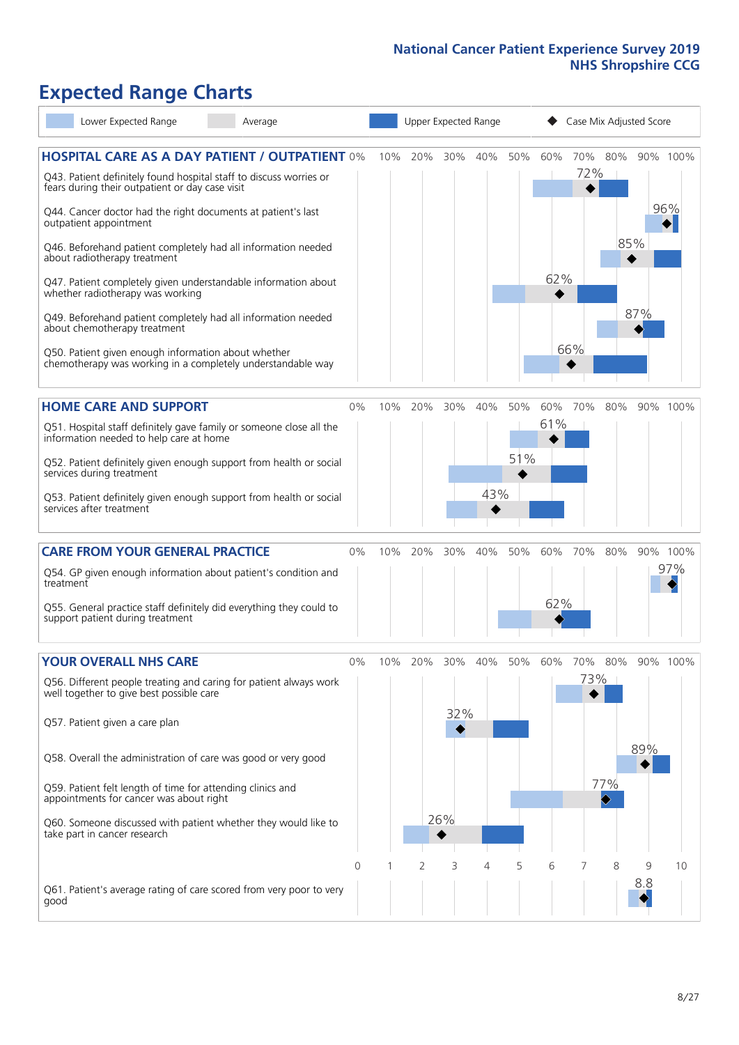# Expected Range Charts

Lower Expected Range | Average | Upper Expected Range | Case Mix Adjusted Score

## HOSPITAL CARE AS A DAY PATIENT / OUTPATIENT

| Question | Score |
|---|---|
| Q43. Patient definitely found hospital staff to discuss worries or fears during their outpatient or day case visit | 72% |
| Q44. Cancer doctor had the right documents at patient's last outpatient appointment | 96% |
| Q46. Beforehand patient completely had all information needed about radiotherapy treatment | 85% |
| Q47. Patient completely given understandable information about whether radiotherapy treatment was working | 62% |
| Q49. Beforehand patient completely had all information needed about chemotherapy treatment | 87% |
| Q50. Patient given enough information about whether chemotherapy was working in a completely understandable way | 66% |

## HOME CARE AND SUPPORT

| Question | Score |
|---|---|
| Q51. Hospital staff definitely gave family or someone close all the information needed to help care at home | 61% |
| Q52. Patient definitely given enough support from health or social services during treatment | 51% |
| Q53. Patient definitely given enough support from health or social services after treatment | 43% |

## CARE FROM YOUR GENERAL PRACTICE

| Question | Score |
|---|---|
| Q54. GP given enough information about patient's condition and treatment | 97% |
| Q55. General practice staff definitely did everything they could to support patient during treatment | 62% |

## YOUR OVERALL NHS CARE

| Question | Score |
|---|---|
| Q56. Different people treating and caring for patient always work well together to give best possible care | 73% |
| Q57. Patient given a care plan | 32% |
| Q58. Overall the administration of care was good or very good | 89% |
| Q59. Patient felt length of time for attending clinics and appointments for cancer was about right | 77% |
| Q60. Someone discussed with patient whether they would like to take part in cancer research | 26% |
| Q61. Patient's average rating of care scored from very poor to very good (scale 0–10) | 8.8 |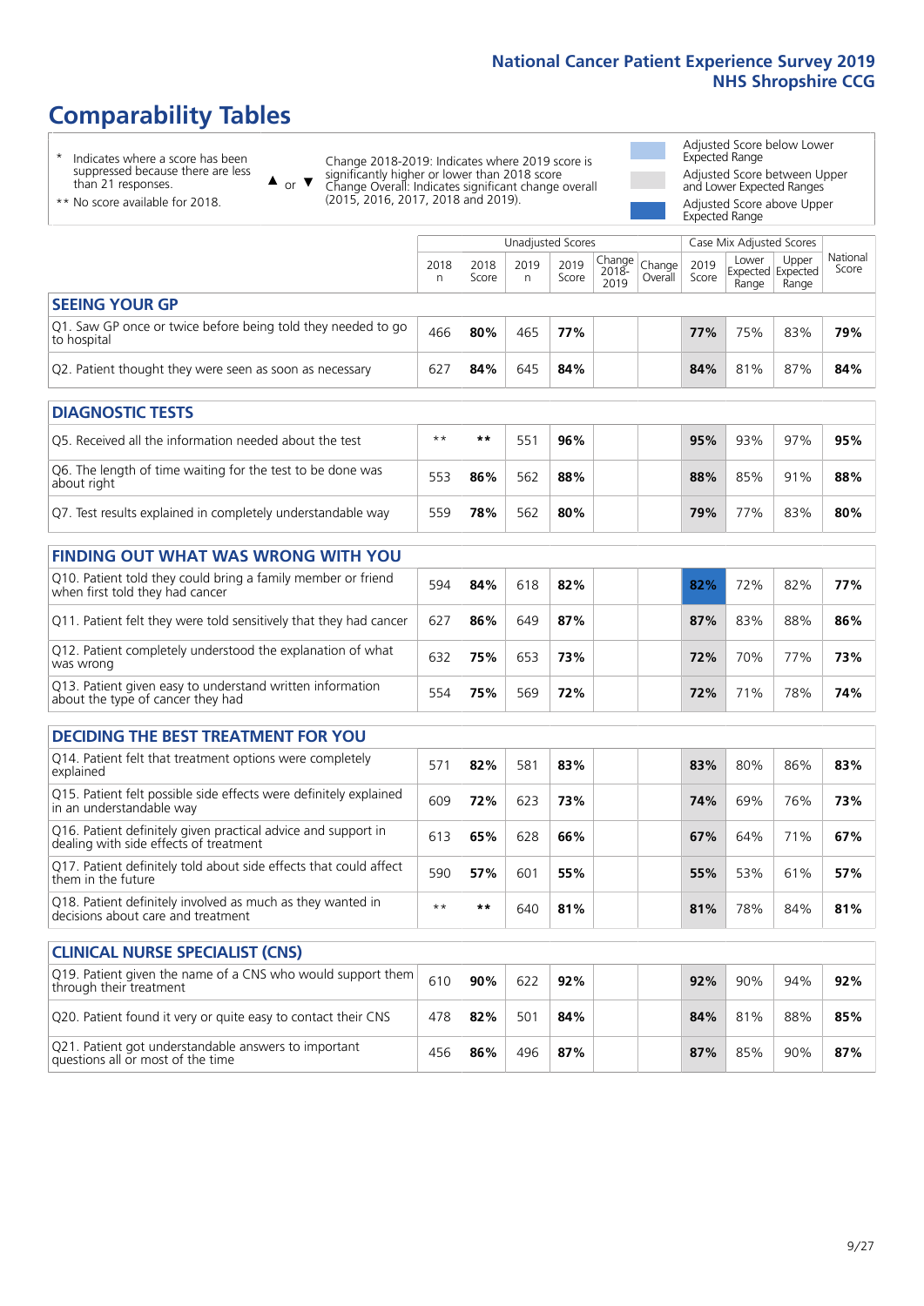# Comparability Tables

\* Indicates where a score has been suppressed because there are less than 21 responses.

\*\* No score available for 2018.

▲ or ▼ Change 2018-2019: Indicates where 2019 score is significantly higher or lower than 2018 score Change Overall: Indicates significant change overall (2015, 2016, 2017, 2018 and 2019).

Adjusted Score below Lower Expected Range

Adjusted Score between Upper and Lower Expected Ranges

Adjusted Score above Upper Expected Range

| | Unadjusted Scores | | | | | | Case Mix Adjusted Scores | | | |
|---|---|---|---|---|---|---|---|---|---|---|
| | 2018 n | 2018 Score | 2019 n | 2019 Score | Change 2018-2019 | Change Overall | 2019 Score | Lower Expected Range | Upper Expected Range | National Score |
| **SEEING YOUR GP** | | | | | | | | | | |
| Q1. Saw GP once or twice before being told they needed to go to hospital | 466 | **80%** | 465 | **77%** | | | **77%** | 75% | 83% | **79%** |
| Q2. Patient thought they were seen as soon as necessary | 627 | **84%** | 645 | **84%** | | | **84%** | 81% | 87% | **84%** |
| **DIAGNOSTIC TESTS** | | | | | | | | | | |
| Q5. Received all the information needed about the test | ** | ** | 551 | **96%** | | | **95%** | 93% | 97% | **95%** |
| Q6. The length of time waiting for the test to be done was about right | 553 | **86%** | 562 | **88%** | | | **88%** | 85% | 91% | **88%** |
| Q7. Test results explained in completely understandable way | 559 | **78%** | 562 | **80%** | | | **79%** | 77% | 83% | **80%** |
| **FINDING OUT WHAT WAS WRONG WITH YOU** | | | | | | | | | | |
| Q10. Patient told they could bring a family member or friend when first told they had cancer | 594 | **84%** | 618 | **82%** | | | **82%** | 72% | 82% | **77%** |
| Q11. Patient felt they were told sensitively that they had cancer | 627 | **86%** | 649 | **87%** | | | **87%** | 83% | 88% | **86%** |
| Q12. Patient completely understood the explanation of what was wrong | 632 | **75%** | 653 | **73%** | | | **72%** | 70% | 77% | **73%** |
| Q13. Patient given easy to understand written information about the type of cancer they had | 554 | **75%** | 569 | **72%** | | | **72%** | 71% | 78% | **74%** |
| **DECIDING THE BEST TREATMENT FOR YOU** | | | | | | | | | | |
| Q14. Patient felt that treatment options were completely explained | 571 | **82%** | 581 | **83%** | | | **83%** | 80% | 86% | **83%** |
| Q15. Patient felt possible side effects were definitely explained in an understandable way | 609 | **72%** | 623 | **73%** | | | **74%** | 69% | 76% | **73%** |
| Q16. Patient definitely given practical advice and support in dealing with side effects of treatment | 613 | **65%** | 628 | **66%** | | | **67%** | 64% | 71% | **67%** |
| Q17. Patient definitely told about side effects that could affect them in the future | 590 | **57%** | 601 | **55%** | | | **55%** | 53% | 61% | **57%** |
| Q18. Patient definitely involved as much as they wanted in decisions about care and treatment | ** | ** | 640 | **81%** | | | **81%** | 78% | 84% | **81%** |
| **CLINICAL NURSE SPECIALIST (CNS)** | | | | | | | | | | |
| Q19. Patient given the name of a CNS who would support them through their treatment | 610 | **90%** | 622 | **92%** | | | **92%** | 90% | 94% | **92%** |
| Q20. Patient found it very or quite easy to contact their CNS | 478 | **82%** | 501 | **84%** | | | **84%** | 81% | 88% | **85%** |
| Q21. Patient got understandable answers to important questions all or most of the time | 456 | **86%** | 496 | **87%** | | | **87%** | 85% | 90% | **87%** |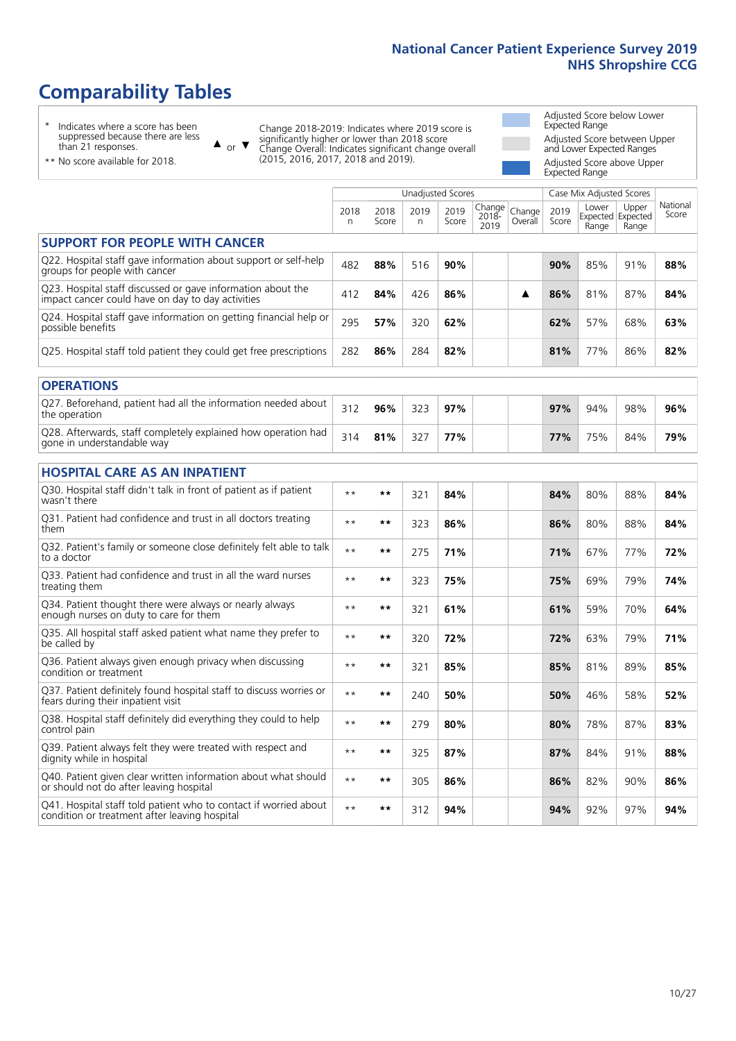# Comparability Tables

\* Indicates where a score has been suppressed because there are less than 21 responses.

\*\* No score available for 2018.

▲ or ▼ Change 2018-2019: Indicates where 2019 score is significantly higher or lower than 2018 score. Change Overall: Indicates significant change overall (2015, 2016, 2017, 2018 and 2019).

Adjusted Score below Lower Expected Range

Adjusted Score between Upper and Lower Expected Ranges

Adjusted Score above Upper Expected Range

| | Unadjusted Scores | | | | | | Case Mix Adjusted Scores | | | National |
|---|---|---|---|---|---|---|---|---|---|---|
| | 2018 n | 2018 Score | 2019 n | 2019 Score | Change 2018-2019 | Change Overall | 2019 Score | Lower Expected Range | Upper Expected Range | National Score |
| **SUPPORT FOR PEOPLE WITH CANCER** | | | | | | | | | | |
| Q22. Hospital staff gave information about support or self-help groups for people with cancer | 482 | **88%** | 516 | **90%** | | | **90%** | 85% | 91% | **88%** |
| Q23. Hospital staff discussed or gave information about the impact cancer could have on day to day activities | 412 | **84%** | 426 | **86%** | | ▲ | **86%** | 81% | 87% | **84%** |
| Q24. Hospital staff gave information on getting financial help or possible benefits | 295 | **57%** | 320 | **62%** | | | **62%** | 57% | 68% | **63%** |
| Q25. Hospital staff told patient they could get free prescriptions | 282 | **86%** | 284 | **82%** | | | **81%** | 77% | 86% | **82%** |
| **OPERATIONS** | | | | | | | | | | |
| Q27. Beforehand, patient had all the information needed about the operation | 312 | **96%** | 323 | **97%** | | | **97%** | 94% | 98% | **96%** |
| Q28. Afterwards, staff completely explained how operation had gone in understandable way | 314 | **81%** | 327 | **77%** | | | **77%** | 75% | 84% | **79%** |
| **HOSPITAL CARE AS AN INPATIENT** | | | | | | | | | | |
| Q30. Hospital staff didn't talk in front of patient as if patient wasn't there | ** | ** | 321 | **84%** | | | **84%** | 80% | 88% | **84%** |
| Q31. Patient had confidence and trust in all doctors treating them | ** | ** | 323 | **86%** | | | **86%** | 80% | 88% | **84%** |
| Q32. Patient's family or someone close definitely felt able to talk to a doctor | ** | ** | 275 | **71%** | | | **71%** | 67% | 77% | **72%** |
| Q33. Patient had confidence and trust in all the ward nurses treating them | ** | ** | 323 | **75%** | | | **75%** | 69% | 79% | **74%** |
| Q34. Patient thought there were always or nearly always enough nurses on duty to care for them | ** | ** | 321 | **61%** | | | **61%** | 59% | 70% | **64%** |
| Q35. All hospital staff asked patient what name they prefer to be called by | ** | ** | 320 | **72%** | | | **72%** | 63% | 79% | **71%** |
| Q36. Patient always given enough privacy when discussing condition or treatment | ** | ** | 321 | **85%** | | | **85%** | 81% | 89% | **85%** |
| Q37. Patient definitely found hospital staff to discuss worries or fears during their inpatient visit | ** | ** | 240 | **50%** | | | **50%** | 46% | 58% | **52%** |
| Q38. Hospital staff definitely did everything they could to help control pain | ** | ** | 279 | **80%** | | | **80%** | 78% | 87% | **83%** |
| Q39. Patient always felt they were treated with respect and dignity while in hospital | ** | ** | 325 | **87%** | | | **87%** | 84% | 91% | **88%** |
| Q40. Patient given clear written information about what should or should not do after leaving hospital | ** | ** | 305 | **86%** | | | **86%** | 82% | 90% | **86%** |
| Q41. Hospital staff told patient who to contact if worried about condition or treatment after leaving hospital | ** | ** | 312 | **94%** | | | **94%** | 92% | 97% | **94%** |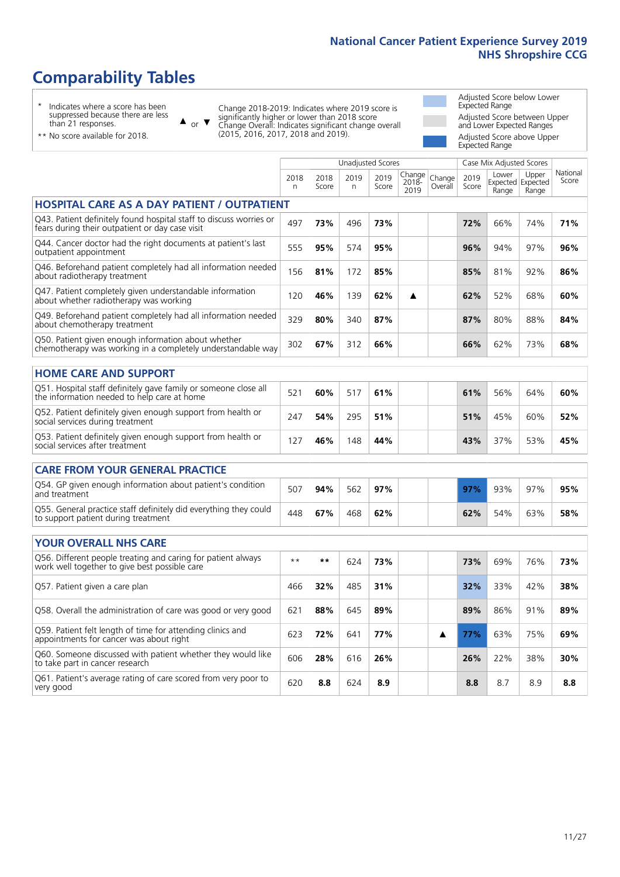# Comparability Tables

- \* Indicates where a score has been suppressed because there are less than 21 responses.
- \*\* No score available for 2018.

▲ or ▼ Change 2018-2019: Indicates where 2019 score is significantly higher or lower than 2018 score. Change Overall: Indicates significant change overall (2015, 2016, 2017, 2018 and 2019).

- Adjusted Score below Lower Expected Range
- Adjusted Score between Upper and Lower Expected Ranges
- Adjusted Score above Upper Expected Range

| | Unadjusted Scores | | | | | | Case Mix Adjusted Scores | | | |
|---|---|---|---|---|---|---|---|---|---|---|
| | 2018 n | 2018 Score | 2019 n | 2019 Score | Change 2018-2019 | Change Overall | 2019 Score | Lower Expected Range | Upper Expected Range | National Score |
| **HOSPITAL CARE AS A DAY PATIENT / OUTPATIENT** | | | | | | | | | | |
| Q43. Patient definitely found hospital staff to discuss worries or fears during their outpatient or day case visit | 497 | **73%** | 496 | **73%** | | | **72%** | 66% | 74% | **71%** |
| Q44. Cancer doctor had the right documents at patient's last outpatient appointment | 555 | **95%** | 574 | **95%** | | | **96%** | 94% | 97% | **96%** |
| Q46. Beforehand patient completely had all information needed about radiotherapy treatment | 156 | **81%** | 172 | **85%** | | | **85%** | 81% | 92% | **86%** |
| Q47. Patient completely given understandable information about whether radiotherapy was working | 120 | **46%** | 139 | **62%** | ▲ | | **62%** | 52% | 68% | **60%** |
| Q49. Beforehand patient completely had all information needed about chemotherapy treatment | 329 | **80%** | 340 | **87%** | | | **87%** | 80% | 88% | **84%** |
| Q50. Patient given enough information about whether chemotherapy was working in a completely understandable way | 302 | **67%** | 312 | **66%** | | | **66%** | 62% | 73% | **68%** |
| **HOME CARE AND SUPPORT** | | | | | | | | | | |
| Q51. Hospital staff definitely gave family or someone close all the information needed to help care at home | 521 | **60%** | 517 | **61%** | | | **61%** | 56% | 64% | **60%** |
| Q52. Patient definitely given enough support from health or social services during treatment | 247 | **54%** | 295 | **51%** | | | **51%** | 45% | 60% | **52%** |
| Q53. Patient definitely given enough support from health or social services after treatment | 127 | **46%** | 148 | **44%** | | | **43%** | 37% | 53% | **45%** |
| **CARE FROM YOUR GENERAL PRACTICE** | | | | | | | | | | |
| Q54. GP given enough information about patient's condition and treatment | 507 | **94%** | 562 | **97%** | | | **97%** | 93% | 97% | **95%** |
| Q55. General practice staff definitely did everything they could to support patient during treatment | 448 | **67%** | 468 | **62%** | | | **62%** | 54% | 63% | **58%** |
| **YOUR OVERALL NHS CARE** | | | | | | | | | | |
| Q56. Different people treating and caring for patient always work well together to give best possible care | ** | ** | 624 | **73%** | | | **73%** | 69% | 76% | **73%** |
| Q57. Patient given a care plan | 466 | **32%** | 485 | **31%** | | | **32%** | 33% | 42% | **38%** |
| Q58. Overall the administration of care was good or very good | 621 | **88%** | 645 | **89%** | | | **89%** | 86% | 91% | **89%** |
| Q59. Patient felt length of time for attending clinics and appointments for cancer was about right | 623 | **72%** | 641 | **77%** | | ▲ | **77%** | 63% | 75% | **69%** |
| Q60. Someone discussed with patient whether they would like to take part in cancer research | 606 | **28%** | 616 | **26%** | | | **26%** | 22% | 38% | **30%** |
| Q61. Patient's average rating of care scored from very poor to very good | 620 | **8.8** | 624 | **8.9** | | | **8.8** | 8.7 | 8.9 | **8.8** |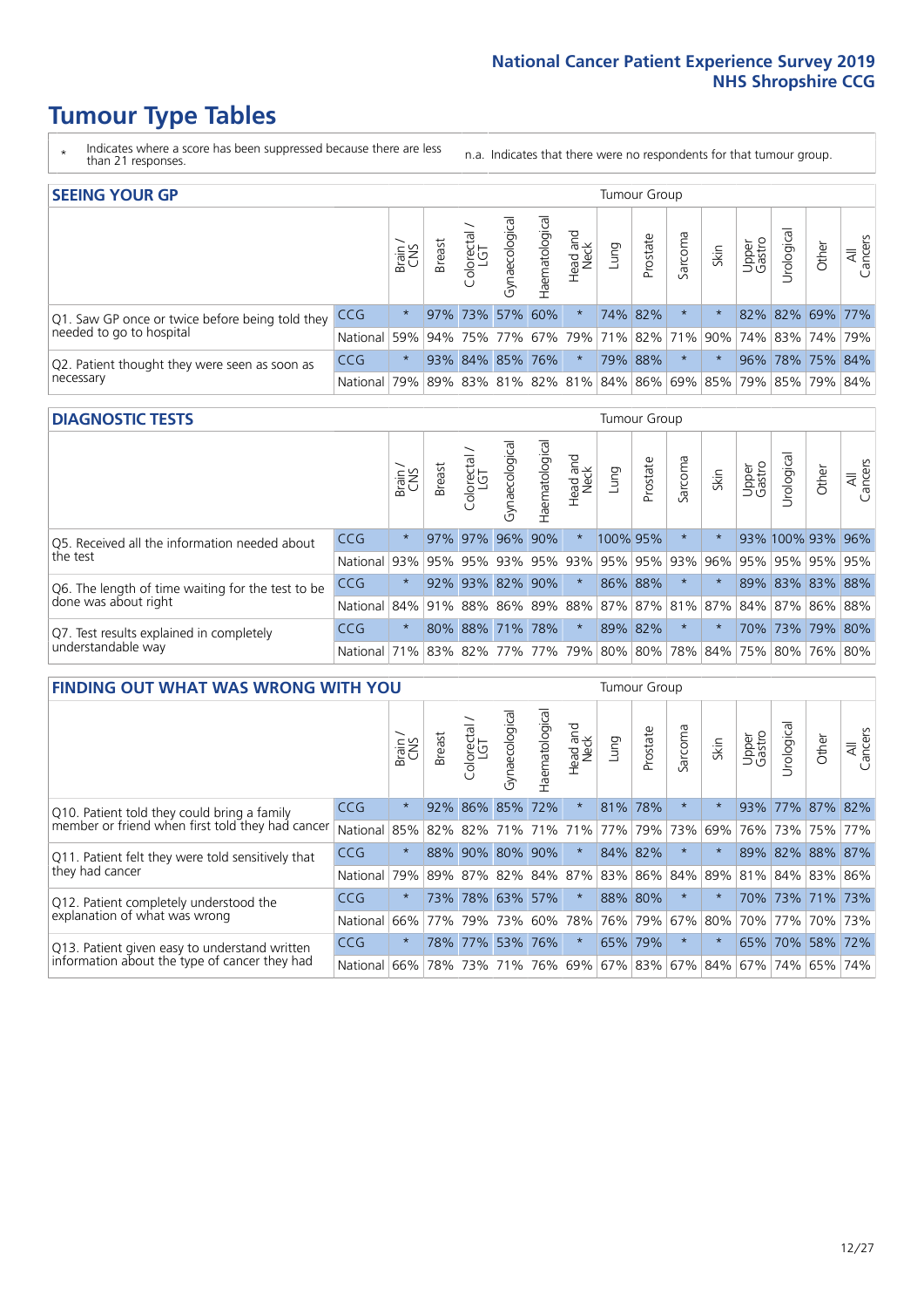# Tumour Type Tables

\* Indicates where a score has been suppressed because there are less than 21 responses.

n.a. Indicates that there were no respondents for that tumour group.

## SEEING YOUR GP

| | | Brain / CNS | Breast | Colorectal / LGT | Gynaecological | Haematological | Head and Neck | Lung | Prostate | Sarcoma | Skin | Upper Gastro | Urological | Other | All Cancers |
|---|---|---|---|---|---|---|---|---|---|---|---|---|---|---|---|
| Q1. Saw GP once or twice before being told they needed to go to hospital | CCG | * | 97% | 73% | 57% | 60% | * | 74% | 82% | * | * | 82% | 82% | 69% | 77% |
| | National | 59% | 94% | 75% | 77% | 67% | 79% | 71% | 82% | 71% | 90% | 74% | 83% | 74% | 79% |
| Q2. Patient thought they were seen as soon as necessary | CCG | * | 93% | 84% | 85% | 76% | * | 79% | 88% | * | * | 96% | 78% | 75% | 84% |
| | National | 79% | 89% | 83% | 81% | 82% | 81% | 84% | 86% | 69% | 85% | 79% | 85% | 79% | 84% |

## DIAGNOSTIC TESTS

| | | Brain / CNS | Breast | Colorectal / LGT | Gynaecological | Haematological | Head and Neck | Lung | Prostate | Sarcoma | Skin | Upper Gastro | Urological | Other | All Cancers |
|---|---|---|---|---|---|---|---|---|---|---|---|---|---|---|---|
| Q5. Received all the information needed about the test | CCG | * | 97% | 97% | 96% | 90% | * | 100% | 95% | * | * | 93% | 100% | 93% | 96% |
| | National | 93% | 95% | 95% | 93% | 95% | 93% | 95% | 95% | 93% | 96% | 95% | 95% | 95% | 95% |
| Q6. The length of time waiting for the test to be done was about right | CCG | * | 92% | 93% | 82% | 90% | * | 86% | 88% | * | * | 89% | 83% | 83% | 88% |
| | National | 84% | 91% | 88% | 86% | 89% | 88% | 87% | 87% | 81% | 87% | 84% | 87% | 86% | 88% |
| Q7. Test results explained in completely understandable way | CCG | * | 80% | 88% | 71% | 78% | * | 89% | 82% | * | * | 70% | 73% | 79% | 80% |
| | National | 71% | 83% | 82% | 77% | 77% | 79% | 80% | 80% | 78% | 84% | 75% | 80% | 76% | 80% |

## FINDING OUT WHAT WAS WRONG WITH YOU

| | | Brain / CNS | Breast | Colorectal / LGT | Gynaecological | Haematological | Head and Neck | Lung | Prostate | Sarcoma | Skin | Upper Gastro | Urological | Other | All Cancers |
|---|---|---|---|---|---|---|---|---|---|---|---|---|---|---|---|
| Q10. Patient told they could bring a family member or friend when first told they had cancer | CCG | * | 92% | 86% | 85% | 72% | * | 81% | 78% | * | * | 93% | 77% | 87% | 82% |
| | National | 85% | 82% | 82% | 71% | 71% | 71% | 77% | 79% | 73% | 69% | 76% | 73% | 75% | 77% |
| Q11. Patient felt they were told sensitively that they had cancer | CCG | * | 88% | 90% | 80% | 90% | * | 84% | 82% | * | * | 89% | 82% | 88% | 87% |
| | National | 79% | 89% | 87% | 82% | 84% | 87% | 83% | 86% | 84% | 89% | 81% | 84% | 83% | 86% |
| Q12. Patient completely understood the explanation of what was wrong | CCG | * | 73% | 78% | 63% | 57% | * | 88% | 80% | * | * | 70% | 73% | 71% | 73% |
| | National | 66% | 77% | 79% | 73% | 60% | 78% | 76% | 79% | 67% | 80% | 70% | 77% | 70% | 73% |
| Q13. Patient given easy to understand written information about the type of cancer they had | CCG | * | 78% | 77% | 53% | 76% | * | 65% | 79% | * | * | 65% | 70% | 58% | 72% |
| | National | 66% | 78% | 73% | 71% | 76% | 69% | 67% | 83% | 67% | 84% | 67% | 74% | 65% | 74% |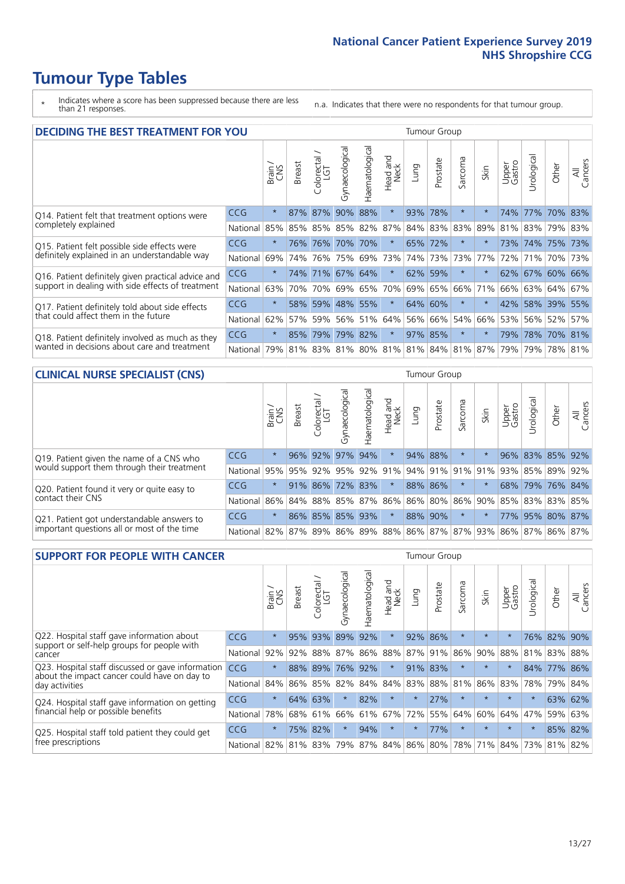# Tumour Type Tables

\* Indicates where a score has been suppressed because there are less than 21 responses.

n.a. Indicates that there were no respondents for that tumour group.

## DECIDING THE BEST TREATMENT FOR YOU

| | | Brain / CNS | Breast | Colorectal / LGT | Gynaecological | Haematological | Head and Neck | Lung | Prostate | Sarcoma | Skin | Upper Gastro | Urological | Other | All Cancers |
|---|---|---|---|---|---|---|---|---|---|---|---|---|---|---|---|
| Q14. Patient felt that treatment options were completely explained | CCG | * | 87% | 87% | 90% | 88% | * | 93% | 78% | * | * | 74% | 77% | 70% | 83% |
| | National | 85% | 85% | 85% | 85% | 82% | 87% | 84% | 83% | 83% | 89% | 81% | 83% | 79% | 83% |
| Q15. Patient felt possible side effects were definitely explained in an understandable way | CCG | * | 76% | 76% | 70% | 70% | * | 65% | 72% | * | * | 73% | 74% | 75% | 73% |
| | National | 69% | 74% | 76% | 75% | 69% | 73% | 74% | 73% | 73% | 77% | 72% | 71% | 70% | 73% |
| Q16. Patient definitely given practical advice and support in dealing with side effects of treatment | CCG | * | 74% | 71% | 67% | 64% | * | 62% | 59% | * | * | 62% | 67% | 60% | 66% |
| | National | 63% | 70% | 70% | 69% | 65% | 70% | 69% | 65% | 66% | 71% | 66% | 63% | 64% | 67% |
| Q17. Patient definitely told about side effects that could affect them in the future | CCG | * | 58% | 59% | 48% | 55% | * | 64% | 60% | * | * | 42% | 58% | 39% | 55% |
| | National | 62% | 57% | 59% | 56% | 51% | 64% | 56% | 66% | 54% | 66% | 53% | 56% | 52% | 57% |
| Q18. Patient definitely involved as much as they wanted in decisions about care and treatment | CCG | * | 85% | 79% | 79% | 82% | * | 97% | 85% | * | * | 79% | 78% | 70% | 81% |
| | National | 79% | 81% | 83% | 81% | 80% | 81% | 81% | 84% | 81% | 87% | 79% | 79% | 78% | 81% |

## CLINICAL NURSE SPECIALIST (CNS)

| | | Brain / CNS | Breast | Colorectal / LGT | Gynaecological | Haematological | Head and Neck | Lung | Prostate | Sarcoma | Skin | Upper Gastro | Urological | Other | All Cancers |
|---|---|---|---|---|---|---|---|---|---|---|---|---|---|---|---|
| Q19. Patient given the name of a CNS who would support them through their treatment | CCG | * | 96% | 92% | 97% | 94% | * | 94% | 88% | * | * | 96% | 83% | 85% | 92% |
| | National | 95% | 95% | 92% | 95% | 92% | 91% | 94% | 91% | 91% | 91% | 93% | 85% | 89% | 92% |
| Q20. Patient found it very or quite easy to contact their CNS | CCG | * | 91% | 86% | 72% | 83% | * | 88% | 86% | * | * | 68% | 79% | 76% | 84% |
| | National | 86% | 84% | 88% | 85% | 87% | 86% | 86% | 80% | 86% | 90% | 85% | 83% | 83% | 85% |
| Q21. Patient got understandable answers to important questions all or most of the time | CCG | * | 86% | 85% | 85% | 93% | * | 88% | 90% | * | * | 77% | 95% | 80% | 87% |
| | National | 82% | 87% | 89% | 86% | 89% | 88% | 86% | 87% | 87% | 93% | 86% | 87% | 86% | 87% |

## SUPPORT FOR PEOPLE WITH CANCER

| | | Brain / CNS | Breast | Colorectal / LGT | Gynaecological | Haematological | Head and Neck | Lung | Prostate | Sarcoma | Skin | Upper Gastro | Urological | Other | All Cancers |
|---|---|---|---|---|---|---|---|---|---|---|---|---|---|---|---|
| Q22. Hospital staff gave information about support or self-help groups for people with cancer | CCG | * | 95% | 93% | 89% | 92% | * | 92% | 86% | * | * | * | 76% | 82% | 90% |
| | National | 92% | 92% | 88% | 87% | 86% | 88% | 87% | 91% | 86% | 90% | 88% | 81% | 83% | 88% |
| Q23. Hospital staff discussed or gave information about the impact cancer could have on day to day activities | CCG | * | 88% | 89% | 76% | 92% | * | 91% | 83% | * | * | * | 84% | 77% | 86% |
| | National | 84% | 86% | 85% | 82% | 84% | 84% | 83% | 88% | 81% | 86% | 83% | 78% | 79% | 84% |
| Q24. Hospital staff gave information on getting financial help or possible benefits | CCG | * | 64% | 63% | * | 82% | * | * | 27% | * | * | * | * | 63% | 62% |
| | National | 78% | 68% | 61% | 66% | 61% | 67% | 72% | 55% | 64% | 60% | 64% | 47% | 59% | 63% |
| Q25. Hospital staff told patient they could get free prescriptions | CCG | * | 75% | 82% | * | 94% | * | * | 77% | * | * | * | * | 85% | 82% |
| | National | 82% | 81% | 83% | 79% | 87% | 84% | 86% | 80% | 78% | 71% | 84% | 73% | 81% | 82% |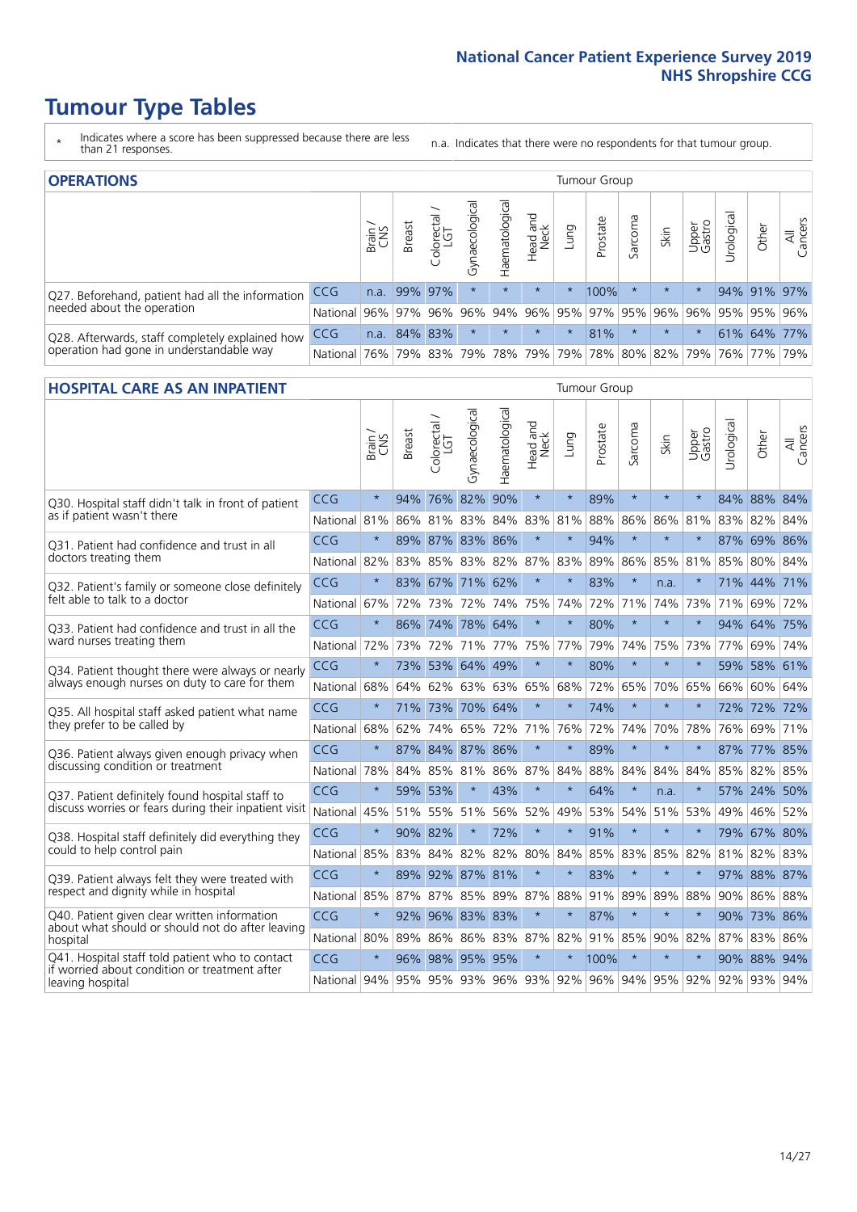# Tumour Type Tables

\* Indicates where a score has been suppressed because there are less than 21 responses.

n.a. Indicates that there were no respondents for that tumour group.

## OPERATIONS

| | | Brain / CNS | Breast | Colorectal / LGT | Gynaecological | Haematological | Head and Neck | Lung | Prostate | Sarcoma | Skin | Upper Gastro | Urological | Other | All Cancers |
|---|---|---|---|---|---|---|---|---|---|---|---|---|---|---|---|
| Q27. Beforehand, patient had all the information needed about the operation | CCG | n.a. | 99% | 97% | * | * | * | * | 100% | * | * | * | 94% | 91% | 97% |
| | National | 96% | 97% | 96% | 96% | 94% | 96% | 95% | 97% | 95% | 96% | 96% | 95% | 95% | 96% |
| Q28. Afterwards, staff completely explained how operation had gone in understandable way | CCG | n.a. | 84% | 83% | * | * | * | * | 81% | * | * | * | 61% | 64% | 77% |
| | National | 76% | 79% | 83% | 79% | 78% | 79% | 79% | 78% | 80% | 82% | 79% | 76% | 77% | 79% |

## HOSPITAL CARE AS AN INPATIENT

| | | Brain / CNS | Breast | Colorectal / LGT | Gynaecological | Haematological | Head and Neck | Lung | Prostate | Sarcoma | Skin | Upper Gastro | Urological | Other | All Cancers |
|---|---|---|---|---|---|---|---|---|---|---|---|---|---|---|---|
| Q30. Hospital staff didn't talk in front of patient as if patient wasn't there | CCG | * | 94% | 76% | 82% | 90% | * | * | 89% | * | * | * | 84% | 88% | 84% |
| | National | 81% | 86% | 81% | 83% | 84% | 83% | 81% | 88% | 86% | 86% | 81% | 83% | 82% | 84% |
| Q31. Patient had confidence and trust in all doctors treating them | CCG | * | 89% | 87% | 83% | 86% | * | * | 94% | * | * | * | 87% | 69% | 86% |
| | National | 82% | 83% | 85% | 83% | 82% | 87% | 83% | 89% | 86% | 85% | 81% | 85% | 80% | 84% |
| Q32. Patient's family or someone close definitely felt able to talk to a doctor | CCG | * | 83% | 67% | 71% | 62% | * | * | 83% | * | n.a. | * | 71% | 44% | 71% |
| | National | 67% | 72% | 73% | 72% | 74% | 75% | 74% | 72% | 71% | 74% | 73% | 71% | 69% | 72% |
| Q33. Patient had confidence and trust in all the ward nurses treating them | CCG | * | 86% | 74% | 78% | 64% | * | * | 80% | * | * | * | 94% | 64% | 75% |
| | National | 72% | 73% | 72% | 71% | 77% | 75% | 77% | 79% | 74% | 75% | 73% | 77% | 69% | 74% |
| Q34. Patient thought there were always or nearly always enough nurses on duty to care for them | CCG | * | 73% | 53% | 64% | 49% | * | * | 80% | * | * | * | 59% | 58% | 61% |
| | National | 68% | 64% | 62% | 63% | 63% | 65% | 68% | 72% | 65% | 70% | 65% | 66% | 60% | 64% |
| Q35. All hospital staff asked patient what name they prefer to be called by | CCG | * | 71% | 73% | 70% | 64% | * | * | 74% | * | * | * | 72% | 72% | 72% |
| | National | 68% | 62% | 74% | 65% | 72% | 71% | 76% | 72% | 74% | 70% | 78% | 76% | 69% | 71% |
| Q36. Patient always given enough privacy when discussing condition or treatment | CCG | * | 87% | 84% | 87% | 86% | * | * | 89% | * | * | * | 87% | 77% | 85% |
| | National | 78% | 84% | 85% | 81% | 86% | 87% | 84% | 88% | 84% | 84% | 84% | 85% | 82% | 85% |
| Q37. Patient definitely found hospital staff to discuss worries or fears during their inpatient visit | CCG | * | 59% | 53% | * | 43% | * | * | 64% | * | n.a. | * | 57% | 24% | 50% |
| | National | 45% | 51% | 55% | 51% | 56% | 52% | 49% | 53% | 54% | 51% | 53% | 49% | 46% | 52% |
| Q38. Hospital staff definitely did everything they could to help control pain | CCG | * | 90% | 82% | * | 72% | * | * | 91% | * | * | * | 79% | 67% | 80% |
| | National | 85% | 83% | 84% | 82% | 82% | 80% | 84% | 85% | 83% | 85% | 82% | 81% | 82% | 83% |
| Q39. Patient always felt they were treated with respect and dignity while in hospital | CCG | * | 89% | 92% | 87% | 81% | * | * | 83% | * | * | * | 97% | 88% | 87% |
| | National | 85% | 87% | 87% | 85% | 89% | 87% | 88% | 91% | 89% | 89% | 88% | 90% | 86% | 88% |
| Q40. Patient given clear written information about what should or should not do after leaving hospital | CCG | * | 92% | 96% | 83% | 83% | * | * | 87% | * | * | * | 90% | 73% | 86% |
| | National | 80% | 89% | 86% | 86% | 83% | 87% | 82% | 91% | 85% | 90% | 82% | 87% | 83% | 86% |
| Q41. Hospital staff told patient who to contact if worried about condition or treatment after leaving hospital | CCG | * | 96% | 98% | 95% | 95% | * | * | 100% | * | * | * | 90% | 88% | 94% |
| | National | 94% | 95% | 95% | 93% | 96% | 93% | 92% | 96% | 94% | 95% | 92% | 92% | 93% | 94% |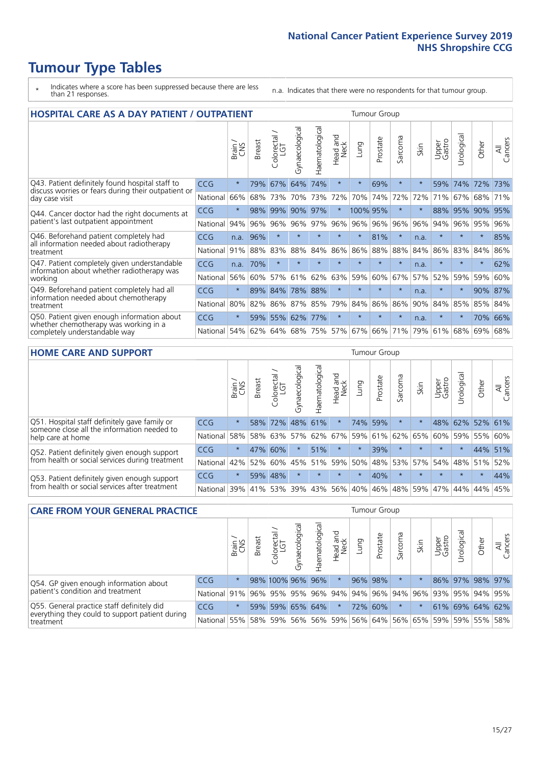# Tumour Type Tables

\* Indicates where a score has been suppressed because there are less than 21 responses.

n.a. Indicates that there were no respondents for that tumour group.

## HOSPITAL CARE AS A DAY PATIENT / OUTPATIENT

| | | Brain / CNS | Breast | Colorectal / LGT | Gynaecological | Haematological | Head and Neck | Lung | Prostate | Sarcoma | Skin | Upper Gastro | Urological | Other | All Cancers |
|---|---|---|---|---|---|---|---|---|---|---|---|---|---|---|---|
| Q43. Patient definitely found hospital staff to discuss worries or fears during their outpatient or day case visit | CCG | * | 79% | 67% | 64% | 74% | * | * | 69% | * | * | 59% | 74% | 72% | 73% |
| | National | 66% | 68% | 73% | 70% | 73% | 72% | 70% | 74% | 72% | 72% | 71% | 67% | 68% | 71% |
| Q44. Cancer doctor had the right documents at patient's last outpatient appointment | CCG | * | 98% | 99% | 90% | 97% | * | 100% | 95% | * | * | 88% | 95% | 90% | 95% |
| | National | 94% | 96% | 96% | 96% | 97% | 96% | 96% | 96% | 96% | 96% | 94% | 96% | 95% | 96% |
| Q46. Beforehand patient completely had all information needed about radiotherapy treatment | CCG | n.a. | 96% | * | * | * | * | * | 81% | * | n.a. | * | * | * | 85% |
| | National | 91% | 88% | 83% | 88% | 84% | 86% | 86% | 88% | 88% | 84% | 86% | 83% | 84% | 86% |
| Q47. Patient completely given understandable information about whether radiotherapy was working | CCG | n.a. | 70% | * | * | * | * | * | * | * | n.a. | * | * | * | 62% |
| | National | 56% | 60% | 57% | 61% | 62% | 63% | 59% | 60% | 67% | 57% | 52% | 59% | 59% | 60% |
| Q49. Beforehand patient completely had all information needed about chemotherapy treatment | CCG | * | 89% | 84% | 78% | 88% | * | * | * | * | n.a. | * | * | 90% | 87% |
| | National | 80% | 82% | 86% | 87% | 85% | 79% | 84% | 86% | 86% | 90% | 84% | 85% | 85% | 84% |
| Q50. Patient given enough information about whether chemotherapy was working in a completely understandable way | CCG | * | 59% | 55% | 62% | 77% | * | * | * | * | n.a. | * | * | 70% | 66% |
| | National | 54% | 62% | 64% | 68% | 75% | 57% | 67% | 66% | 71% | 79% | 61% | 68% | 69% | 68% |

## HOME CARE AND SUPPORT

| | | Brain / CNS | Breast | Colorectal / LGT | Gynaecological | Haematological | Head and Neck | Lung | Prostate | Sarcoma | Skin | Upper Gastro | Urological | Other | All Cancers |
|---|---|---|---|---|---|---|---|---|---|---|---|---|---|---|---|
| Q51. Hospital staff definitely gave family or someone close all the information needed to help care at home | CCG | * | 58% | 72% | 48% | 61% | * | 74% | 59% | * | * | 48% | 62% | 52% | 61% |
| | National | 58% | 58% | 63% | 57% | 62% | 67% | 59% | 61% | 62% | 65% | 60% | 59% | 55% | 60% |
| Q52. Patient definitely given enough support from health or social services during treatment | CCG | * | 47% | 60% | * | 51% | * | * | 39% | * | * | * | * | 44% | 51% |
| | National | 42% | 52% | 60% | 45% | 51% | 59% | 50% | 48% | 53% | 57% | 54% | 48% | 51% | 52% |
| Q53. Patient definitely given enough support from health or social services after treatment | CCG | * | 59% | 48% | * | * | * | * | 40% | * | * | * | * | * | 44% |
| | National | 39% | 41% | 53% | 39% | 43% | 56% | 40% | 46% | 48% | 59% | 47% | 44% | 44% | 45% |

## CARE FROM YOUR GENERAL PRACTICE

| | | Brain / CNS | Breast | Colorectal / LGT | Gynaecological | Haematological | Head and Neck | Lung | Prostate | Sarcoma | Skin | Upper Gastro | Urological | Other | All Cancers |
|---|---|---|---|---|---|---|---|---|---|---|---|---|---|---|---|
| Q54. GP given enough information about patient's condition and treatment | CCG | * | 98% | 100% | 96% | 96% | * | 96% | 98% | * | * | 86% | 97% | 98% | 97% |
| | National | 91% | 96% | 95% | 95% | 96% | 94% | 94% | 96% | 94% | 96% | 93% | 95% | 94% | 95% |
| Q55. General practice staff definitely did everything they could to support patient during treatment | CCG | * | 59% | 59% | 65% | 64% | * | 72% | 60% | * | * | 61% | 69% | 64% | 62% |
| | National | 55% | 58% | 59% | 56% | 56% | 59% | 56% | 64% | 56% | 65% | 59% | 59% | 55% | 58% |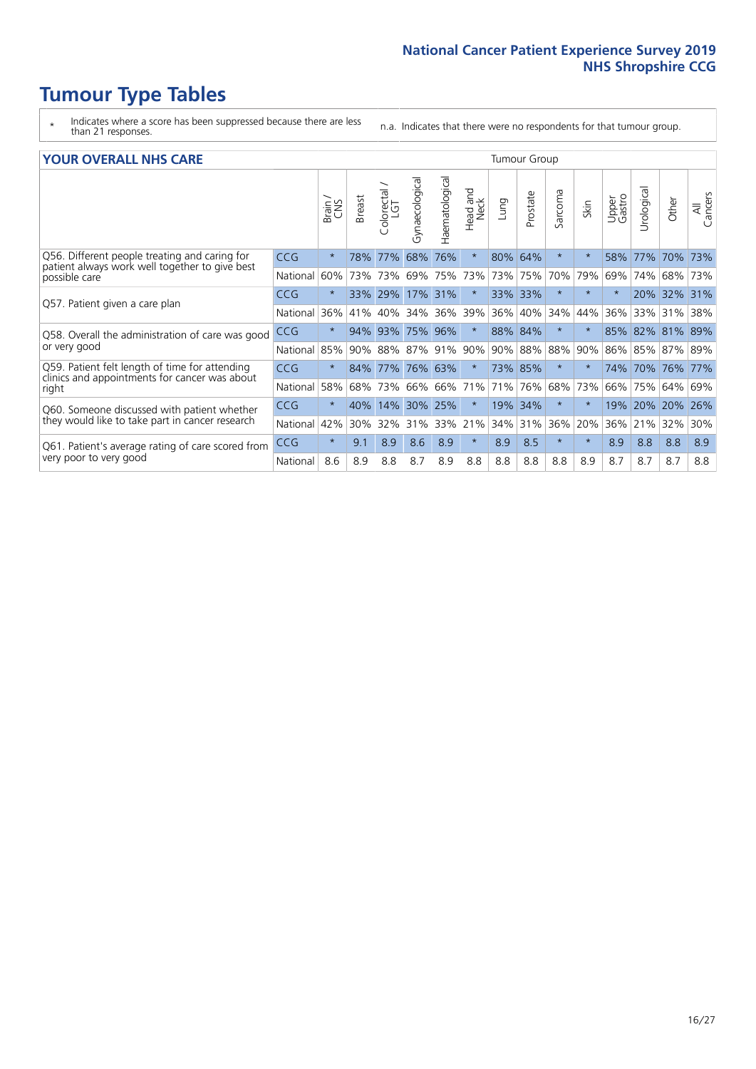# Tumour Type Tables

\* Indicates where a score has been suppressed because there are less than 21 responses.

n.a. Indicates that there were no respondents for that tumour group.

## YOUR OVERALL NHS CARE

| | | Brain / CNS | Breast | Colorectal / LGT | Gynaecological | Haematological | Head and Neck | Lung | Prostate | Sarcoma | Skin | Upper Gastro | Urological | Other | All Cancers |
|---|---|---|---|---|---|---|---|---|---|---|---|---|---|---|---|
| Q56. Different people treating and caring for patient always work well together to give best possible care | CCG | * | 78% | 77% | 68% | 76% | * | 80% | 64% | * | * | 58% | 77% | 70% | 73% |
| | National | 60% | 73% | 73% | 69% | 75% | 73% | 73% | 75% | 70% | 79% | 69% | 74% | 68% | 73% |
| Q57. Patient given a care plan | CCG | * | 33% | 29% | 17% | 31% | * | 33% | 33% | * | * | * | 20% | 32% | 31% |
| | National | 36% | 41% | 40% | 34% | 36% | 39% | 36% | 40% | 34% | 44% | 36% | 33% | 31% | 38% |
| Q58. Overall the administration of care was good or very good | CCG | * | 94% | 93% | 75% | 96% | * | 88% | 84% | * | * | 85% | 82% | 81% | 89% |
| | National | 85% | 90% | 88% | 87% | 91% | 90% | 90% | 88% | 88% | 90% | 86% | 85% | 87% | 89% |
| Q59. Patient felt length of time for attending clinics and appointments for cancer was about right | CCG | * | 84% | 77% | 76% | 63% | * | 73% | 85% | * | * | 74% | 70% | 76% | 77% |
| | National | 58% | 68% | 73% | 66% | 66% | 71% | 71% | 76% | 68% | 73% | 66% | 75% | 64% | 69% |
| Q60. Someone discussed with patient whether they would like to take part in cancer research | CCG | * | 40% | 14% | 30% | 25% | * | 19% | 34% | * | * | 19% | 20% | 20% | 26% |
| | National | 42% | 30% | 32% | 31% | 33% | 21% | 34% | 31% | 36% | 20% | 36% | 21% | 32% | 30% |
| Q61. Patient's average rating of care scored from very poor to very good | CCG | * | 9.1 | 8.9 | 8.6 | 8.9 | * | 8.9 | 8.5 | * | * | 8.9 | 8.8 | 8.8 | 8.9 |
| | National | 8.6 | 8.9 | 8.8 | 8.7 | 8.9 | 8.8 | 8.8 | 8.8 | 8.8 | 8.9 | 8.7 | 8.7 | 8.7 | 8.8 |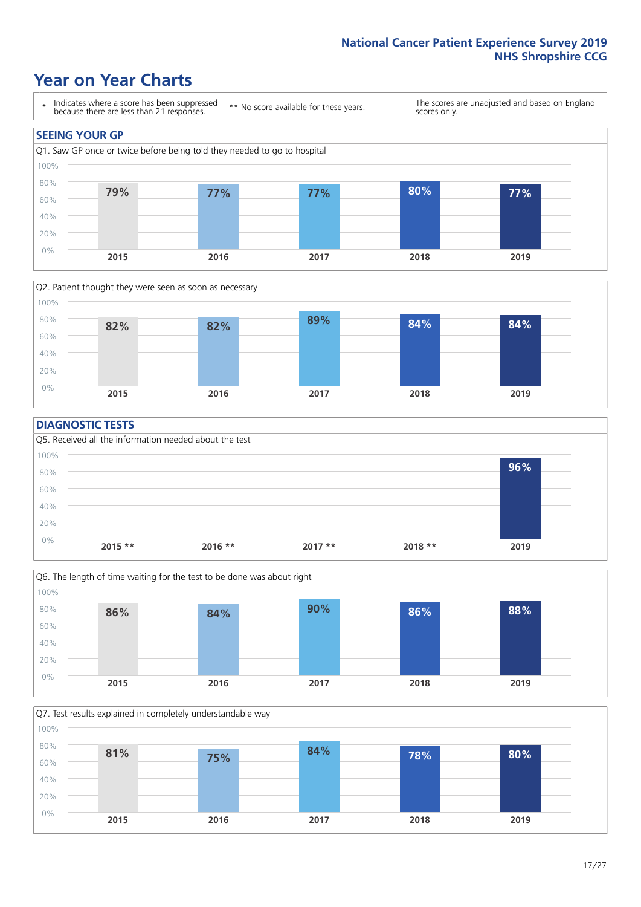# Year on Year Charts

\* Indicates where a score has been suppressed because there are less than 21 responses.

** No score available for these years.

The scores are unadjusted and based on England scores only.

## SEEING YOUR GP

Q1. Saw GP once or twice before being told they needed to go to hospital

| 2015 | 2016 | 2017 | 2018 | 2019 |
|---|---|---|---|---|
| 79% | 77% | 77% | 80% | 77% |

Q2. Patient thought they were seen as soon as necessary

| 2015 | 2016 | 2017 | 2018 | 2019 |
|---|---|---|---|---|
| 82% | 82% | 89% | 84% | 84% |

## DIAGNOSTIC TESTS

Q5. Received all the information needed about the test

| 2015 ** | 2016 ** | 2017 ** | 2018 ** | 2019 |
|---|---|---|---|---|
| | | | | 96% |

Q6. The length of time waiting for the test to be done was about right

| 2015 | 2016 | 2017 | 2018 | 2019 |
|---|---|---|---|---|
| 86% | 84% | 90% | 86% | 88% |

Q7. Test results explained in completely understandable way

| 2015 | 2016 | 2017 | 2018 | 2019 |
|---|---|---|---|---|
| 81% | 75% | 84% | 78% | 80% |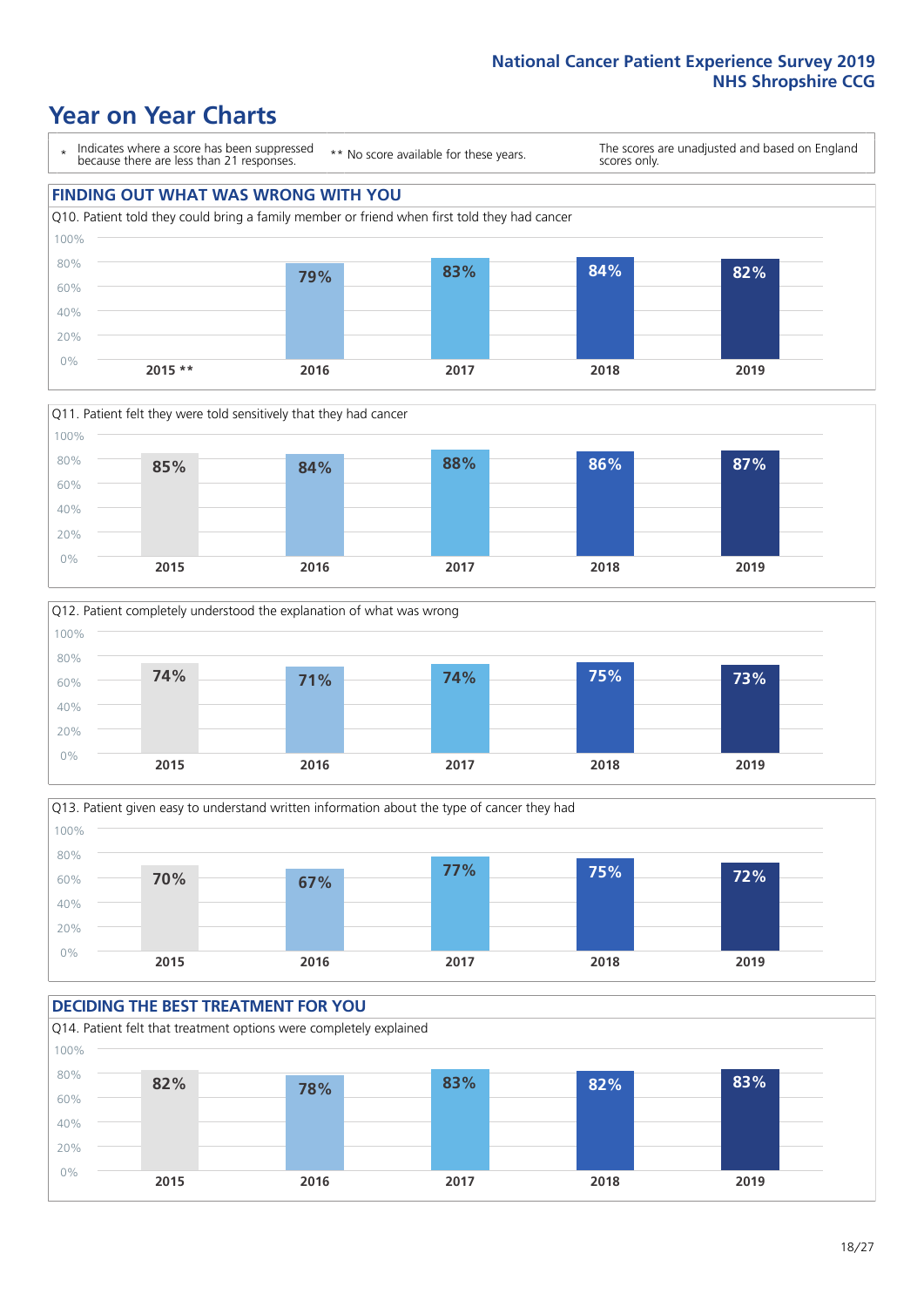# Year on Year Charts

\* Indicates where a score has been suppressed because there are less than 21 responses.

\*\* No score available for these years.

The scores are unadjusted and based on England scores only.

## FINDING OUT WHAT WAS WRONG WITH YOU

Q10. Patient told they could bring a family member or friend when first told they had cancer

| 2015 ** | 2016 | 2017 | 2018 | 2019 |
|---|---|---|---|---|
| | 79% | 83% | 84% | 82% |

Q11. Patient felt they were told sensitively that they had cancer

| 2015 | 2016 | 2017 | 2018 | 2019 |
|---|---|---|---|---|
| 85% | 84% | 88% | 86% | 87% |

Q12. Patient completely understood the explanation of what was wrong

| 2015 | 2016 | 2017 | 2018 | 2019 |
|---|---|---|---|---|
| 74% | 71% | 74% | 75% | 73% |

Q13. Patient given easy to understand written information about the type of cancer they had

| 2015 | 2016 | 2017 | 2018 | 2019 |
|---|---|---|---|---|
| 70% | 67% | 77% | 75% | 72% |

## DECIDING THE BEST TREATMENT FOR YOU

Q14. Patient felt that treatment options were completely explained

| 2015 | 2016 | 2017 | 2018 | 2019 |
|---|---|---|---|---|
| 82% | 78% | 83% | 82% | 83% |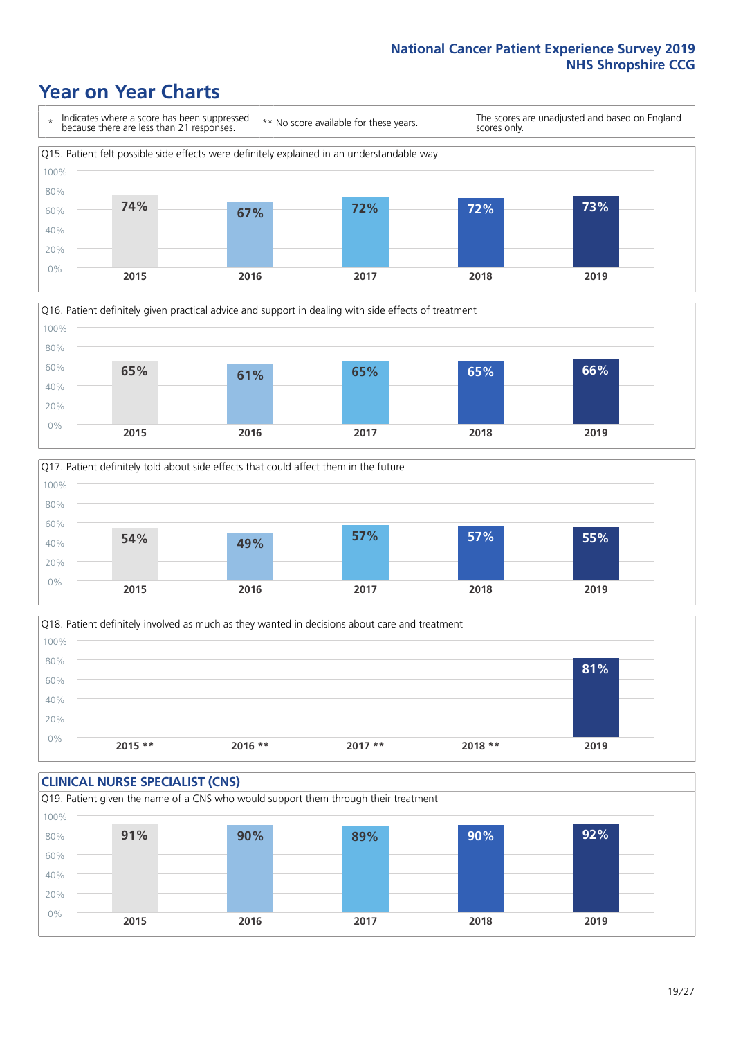# Year on Year Charts

\* Indicates where a score has been suppressed because there are less than 21 responses.

** No score available for these years.

The scores are unadjusted and based on England scores only.

Q15. Patient felt possible side effects were definitely explained in an understandable way

| 2015 | 2016 | 2017 | 2018 | 2019 |
|---|---|---|---|---|
| 74% | 67% | 72% | 72% | 73% |

Q16. Patient definitely given practical advice and support in dealing with side effects of treatment

| 2015 | 2016 | 2017 | 2018 | 2019 |
|---|---|---|---|---|
| 65% | 61% | 65% | 65% | 66% |

Q17. Patient definitely told about side effects that could affect them in the future

| 2015 | 2016 | 2017 | 2018 | 2019 |
|---|---|---|---|---|
| 54% | 49% | 57% | 57% | 55% |

Q18. Patient definitely involved as much as they wanted in decisions about care and treatment

| 2015 ** | 2016 ** | 2017 ** | 2018 ** | 2019 |
|---|---|---|---|---|
| | | | | 81% |

## CLINICAL NURSE SPECIALIST (CNS)

Q19. Patient given the name of a CNS who would support them through their treatment

| 2015 | 2016 | 2017 | 2018 | 2019 |
|---|---|---|---|---|
| 91% | 90% | 89% | 90% | 92% |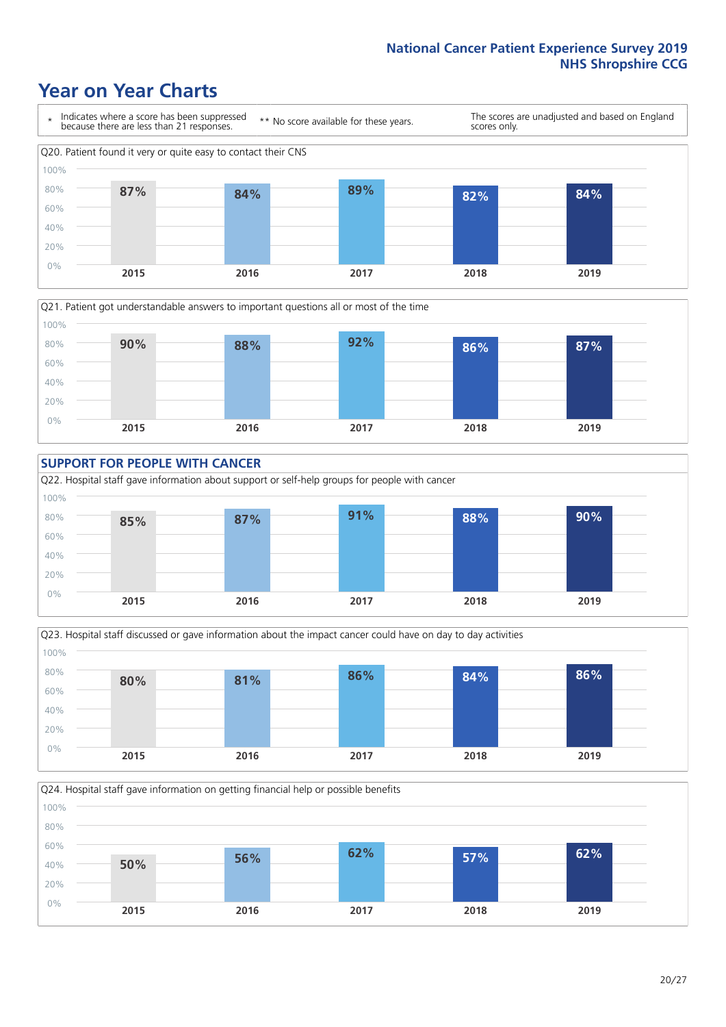# Year on Year Charts

\* Indicates where a score has been suppressed because there are less than 21 responses.

** No score available for these years.

The scores are unadjusted and based on England scores only.

Q20. Patient found it very or quite easy to contact their CNS

| 2015 | 2016 | 2017 | 2018 | 2019 |
|---|---|---|---|---|
| 87% | 84% | 89% | 82% | 84% |

Q21. Patient got understandable answers to important questions all or most of the time

| 2015 | 2016 | 2017 | 2018 | 2019 |
|---|---|---|---|---|
| 90% | 88% | 92% | 86% | 87% |

## SUPPORT FOR PEOPLE WITH CANCER

Q22. Hospital staff gave information about support or self-help groups for people with cancer

| 2015 | 2016 | 2017 | 2018 | 2019 |
|---|---|---|---|---|
| 85% | 87% | 91% | 88% | 90% |

Q23. Hospital staff discussed or gave information about the impact cancer could have on day to day activities

| 2015 | 2016 | 2017 | 2018 | 2019 |
|---|---|---|---|---|
| 80% | 81% | 86% | 84% | 86% |

Q24. Hospital staff gave information on getting financial help or possible benefits

| 2015 | 2016 | 2017 | 2018 | 2019 |
|---|---|---|---|---|
| 50% | 56% | 62% | 57% | 62% |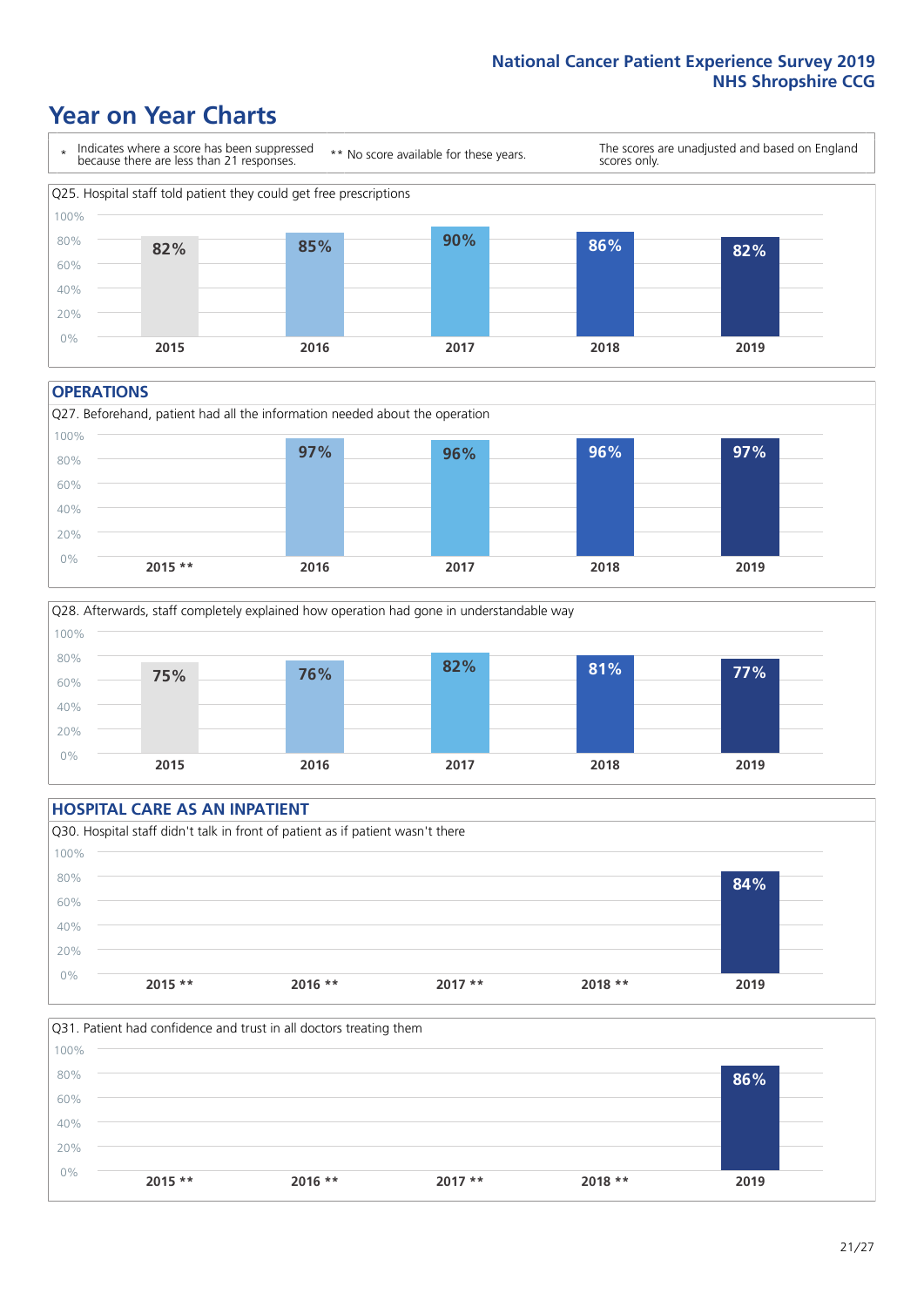# Year on Year Charts

\* Indicates where a score has been suppressed because there are less than 21 responses.

** No score available for these years.

The scores are unadjusted and based on England scores only.

Q25. Hospital staff told patient they could get free prescriptions

| 2015 | 2016 | 2017 | 2018 | 2019 |
|---|---|---|---|---|
| 82% | 85% | 90% | 86% | 82% |

## OPERATIONS

Q27. Beforehand, patient had all the information needed about the operation

| 2015 ** | 2016 | 2017 | 2018 | 2019 |
|---|---|---|---|---|
| | 97% | 96% | 96% | 97% |

Q28. Afterwards, staff completely explained how operation had gone in understandable way

| 2015 | 2016 | 2017 | 2018 | 2019 |
|---|---|---|---|---|
| 75% | 76% | 82% | 81% | 77% |

## HOSPITAL CARE AS AN INPATIENT

Q30. Hospital staff didn't talk in front of patient as if patient wasn't there

| 2015 ** | 2016 ** | 2017 ** | 2018 ** | 2019 |
|---|---|---|---|---|
| | | | | 84% |

Q31. Patient had confidence and trust in all doctors treating them

| 2015 ** | 2016 ** | 2017 ** | 2018 ** | 2019 |
|---|---|---|---|---|
| | | | | 86% |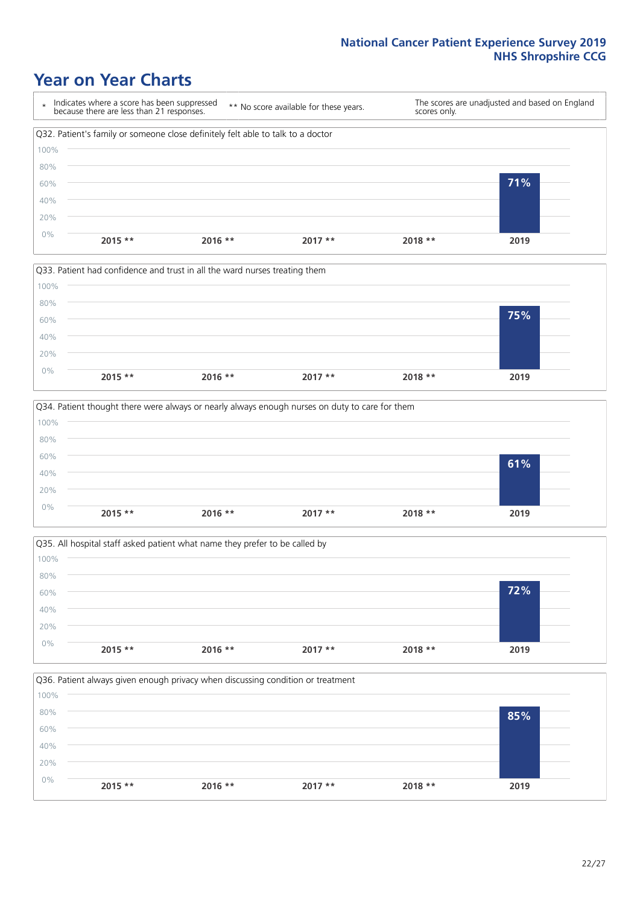# Year on Year Charts

\* Indicates where a score has been suppressed because there are less than 21 responses.

** No score available for these years.

The scores are unadjusted and based on England scores only.

Q32. Patient's family or someone close definitely felt able to talk to a doctor

| 2015 ** | 2016 ** | 2017 ** | 2018 ** | 2019 |
|---|---|---|---|---|
| | | | | 71% |

Q33. Patient had confidence and trust in all the ward nurses treating them

| 2015 ** | 2016 ** | 2017 ** | 2018 ** | 2019 |
|---|---|---|---|---|
| | | | | 75% |

Q34. Patient thought there were always or nearly always enough nurses on duty to care for them

| 2015 ** | 2016 ** | 2017 ** | 2018 ** | 2019 |
|---|---|---|---|---|
| | | | | 61% |

Q35. All hospital staff asked patient what name they prefer to be called by

| 2015 ** | 2016 ** | 2017 ** | 2018 ** | 2019 |
|---|---|---|---|---|
| | | | | 72% |

Q36. Patient always given enough privacy when discussing condition or treatment

| 2015 ** | 2016 ** | 2017 ** | 2018 ** | 2019 |
|---|---|---|---|---|
| | | | | 85% |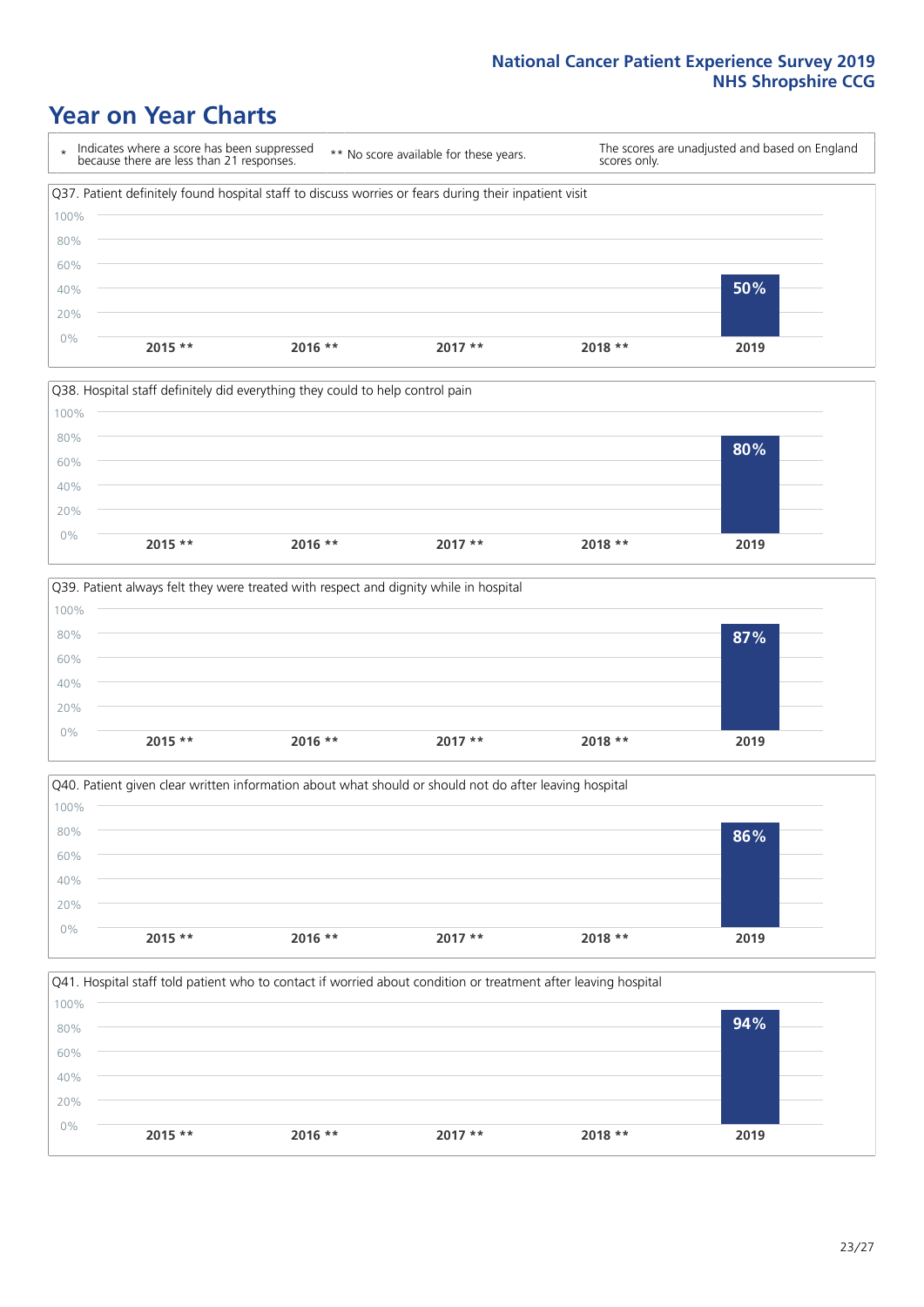# Year on Year Charts

| * Indicates where a score has been suppressed because there are less than 21 responses. | ** No score available for these years. | The scores are unadjusted and based on England scores only. |
|---|---|---|

Q37. Patient definitely found hospital staff to discuss worries or fears during their inpatient visit

| 2015 ** | 2016 ** | 2017 ** | 2018 ** | 2019 |
|---|---|---|---|---|
| | | | | 50% |

Q38. Hospital staff definitely did everything they could to help control pain

| 2015 ** | 2016 ** | 2017 ** | 2018 ** | 2019 |
|---|---|---|---|---|
| | | | | 80% |

Q39. Patient always felt they were treated with respect and dignity while in hospital

| 2015 ** | 2016 ** | 2017 ** | 2018 ** | 2019 |
|---|---|---|---|---|
| | | | | 87% |

Q40. Patient given clear written information about what should or should not do after leaving hospital

| 2015 ** | 2016 ** | 2017 ** | 2018 ** | 2019 |
|---|---|---|---|---|
| | | | | 86% |

Q41. Hospital staff told patient who to contact if worried about condition or treatment after leaving hospital

| 2015 ** | 2016 ** | 2017 ** | 2018 ** | 2019 |
|---|---|---|---|---|
| | | | | 94% |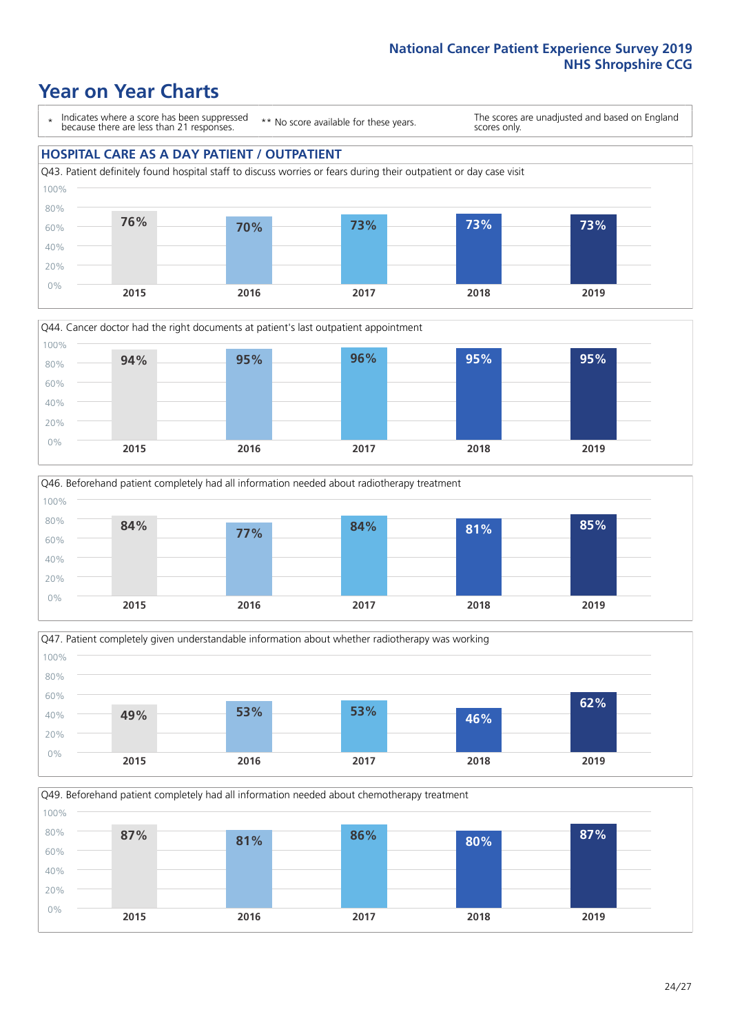# Year on Year Charts

* Indicates where a score has been suppressed because there are less than 21 responses.

** No score available for these years.

The scores are unadjusted and based on England scores only.

## HOSPITAL CARE AS A DAY PATIENT / OUTPATIENT

Q43. Patient definitely found hospital staff to discuss worries or fears during their outpatient or day case visit

| 2015 | 2016 | 2017 | 2018 | 2019 |
|---|---|---|---|---|
| 76% | 70% | 73% | 73% | 73% |

Q44. Cancer doctor had the right documents at patient's last outpatient appointment

| 2015 | 2016 | 2017 | 2018 | 2019 |
|---|---|---|---|---|
| 94% | 95% | 96% | 95% | 95% |

Q46. Beforehand patient completely had all information needed about radiotherapy treatment

| 2015 | 2016 | 2017 | 2018 | 2019 |
|---|---|---|---|---|
| 84% | 77% | 84% | 81% | 85% |

Q47. Patient completely given understandable information about whether radiotherapy was working

| 2015 | 2016 | 2017 | 2018 | 2019 |
|---|---|---|---|---|
| 49% | 53% | 53% | 46% | 62% |

Q49. Beforehand patient completely had all information needed about chemotherapy treatment

| 2015 | 2016 | 2017 | 2018 | 2019 |
|---|---|---|---|---|
| 87% | 81% | 86% | 80% | 87% |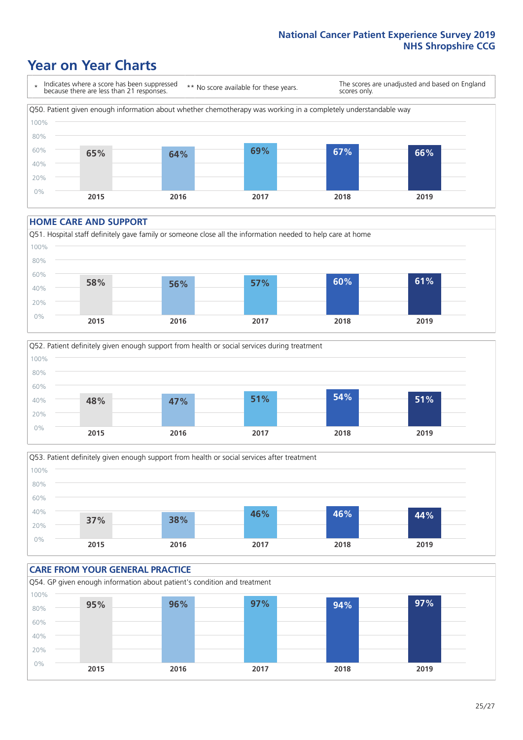# Year on Year Charts

\* Indicates where a score has been suppressed because there are less than 21 responses.

** No score available for these years.

The scores are unadjusted and based on England scores only.

Q50. Patient given enough information about whether chemotherapy was working in a completely understandable way

| 2015 | 2016 | 2017 | 2018 | 2019 |
|---|---|---|---|---|
| 65% | 64% | 69% | 67% | 66% |

## HOME CARE AND SUPPORT

Q51. Hospital staff definitely gave family or someone close all the information needed to help care at home

| 2015 | 2016 | 2017 | 2018 | 2019 |
|---|---|---|---|---|
| 58% | 56% | 57% | 60% | 61% |

Q52. Patient definitely given enough support from health or social services during treatment

| 2015 | 2016 | 2017 | 2018 | 2019 |
|---|---|---|---|---|
| 48% | 47% | 51% | 54% | 51% |

Q53. Patient definitely given enough support from health or social services after treatment

| 2015 | 2016 | 2017 | 2018 | 2019 |
|---|---|---|---|---|
| 37% | 38% | 46% | 46% | 44% |

## CARE FROM YOUR GENERAL PRACTICE

Q54. GP given enough information about patient's condition and treatment

| 2015 | 2016 | 2017 | 2018 | 2019 |
|---|---|---|---|---|
| 95% | 96% | 97% | 94% | 97% |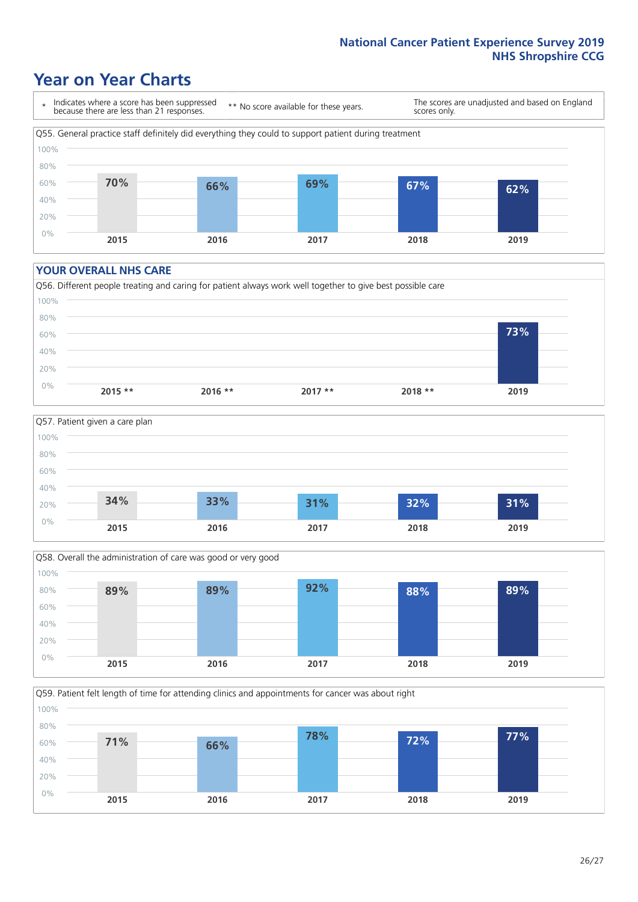# Year on Year Charts

\* Indicates where a score has been suppressed because there are less than 21 responses.

** No score available for these years.

The scores are unadjusted and based on England scores only.

Q55. General practice staff definitely did everything they could to support patient during treatment

| 2015 | 2016 | 2017 | 2018 | 2019 |
|---|---|---|---|---|
| 70% | 66% | 69% | 67% | 62% |

## YOUR OVERALL NHS CARE

Q56. Different people treating and caring for patient always work well together to give best possible care

| 2015 ** | 2016 ** | 2017 ** | 2018 ** | 2019 |
|---|---|---|---|---|
| | | | | 73% |

Q57. Patient given a care plan

| 2015 | 2016 | 2017 | 2018 | 2019 |
|---|---|---|---|---|
| 34% | 33% | 31% | 32% | 31% |

Q58. Overall the administration of care was good or very good

| 2015 | 2016 | 2017 | 2018 | 2019 |
|---|---|---|---|---|
| 89% | 89% | 92% | 88% | 89% |

Q59. Patient felt length of time for attending clinics and appointments for cancer was about right

| 2015 | 2016 | 2017 | 2018 | 2019 |
|---|---|---|---|---|
| 71% | 66% | 78% | 72% | 77% |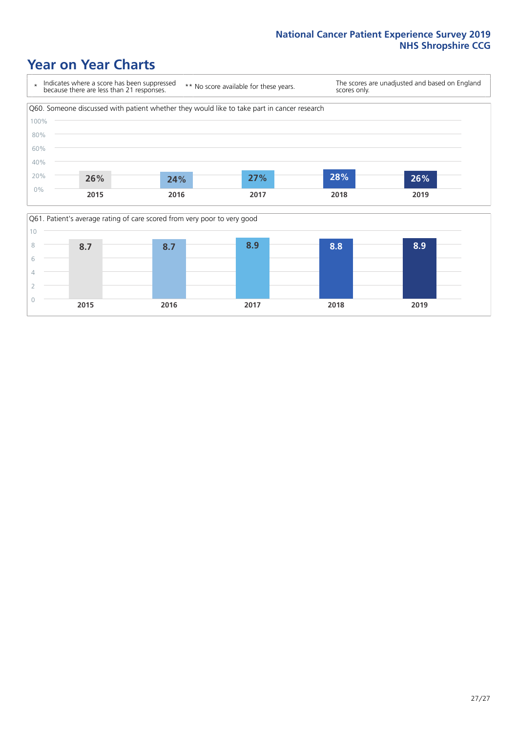# Year on Year Charts

\* Indicates where a score has been suppressed because there are less than 21 responses.

** No score available for these years.

The scores are unadjusted and based on England scores only.

Q60. Someone discussed with patient whether they would like to take part in cancer research

100%
80%
60%
40%
20%
0%

26% 2015
24% 2016
27% 2017
28% 2018
26% 2019

Q61. Patient's average rating of care scored from very poor to very good

10
8
6
4
2
0

8.7 2015
8.7 2016
8.9 2017
8.8 2018
8.9 2019